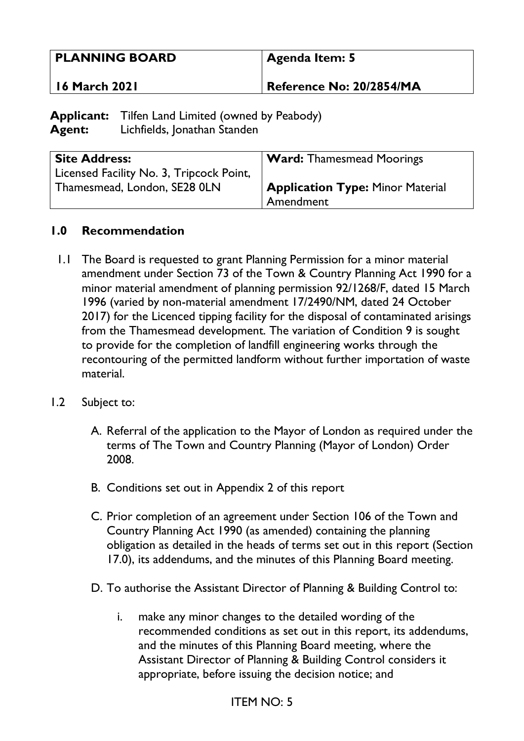| PLANNING BOARD | Agenda Item: 5 |
| --- | --- |
| 16 March 2021 | Reference No: 20/2854/MA |

**Applicant:** Tilfen Land Limited (owned by Peabody)
**Agent:** Lichfields, Jonathan Standen

| Site Address: | Ward: Thamesmead Moorings |
| --- | --- |
| Licensed Facility No. 3, Tripcock Point, Thamesmead, London, SE28 0LN | **Application Type:** Minor Material Amendment |

## 1.0 Recommendation

1.1 The Board is requested to grant Planning Permission for a minor material amendment under Section 73 of the Town & Country Planning Act 1990 for a minor material amendment of planning permission 92/1268/F, dated 15 March 1996 (varied by non-material amendment 17/2490/NM, dated 24 October 2017) for the Licenced tipping facility for the disposal of contaminated arisings from the Thamesmead development. The variation of Condition 9 is sought to provide for the completion of landfill engineering works through the recontouring of the permitted landform without further importation of waste material.

1.2 Subject to:

A. Referral of the application to the Mayor of London as required under the terms of The Town and Country Planning (Mayor of London) Order 2008.

B. Conditions set out in Appendix 2 of this report

C. Prior completion of an agreement under Section 106 of the Town and Country Planning Act 1990 (as amended) containing the planning obligation as detailed in the heads of terms set out in this report (Section 17.0), its addendums, and the minutes of this Planning Board meeting.

D. To authorise the Assistant Director of Planning & Building Control to:

i. make any minor changes to the detailed wording of the recommended conditions as set out in this report, its addendums, and the minutes of this Planning Board meeting, where the Assistant Director of Planning & Building Control considers it appropriate, before issuing the decision notice; and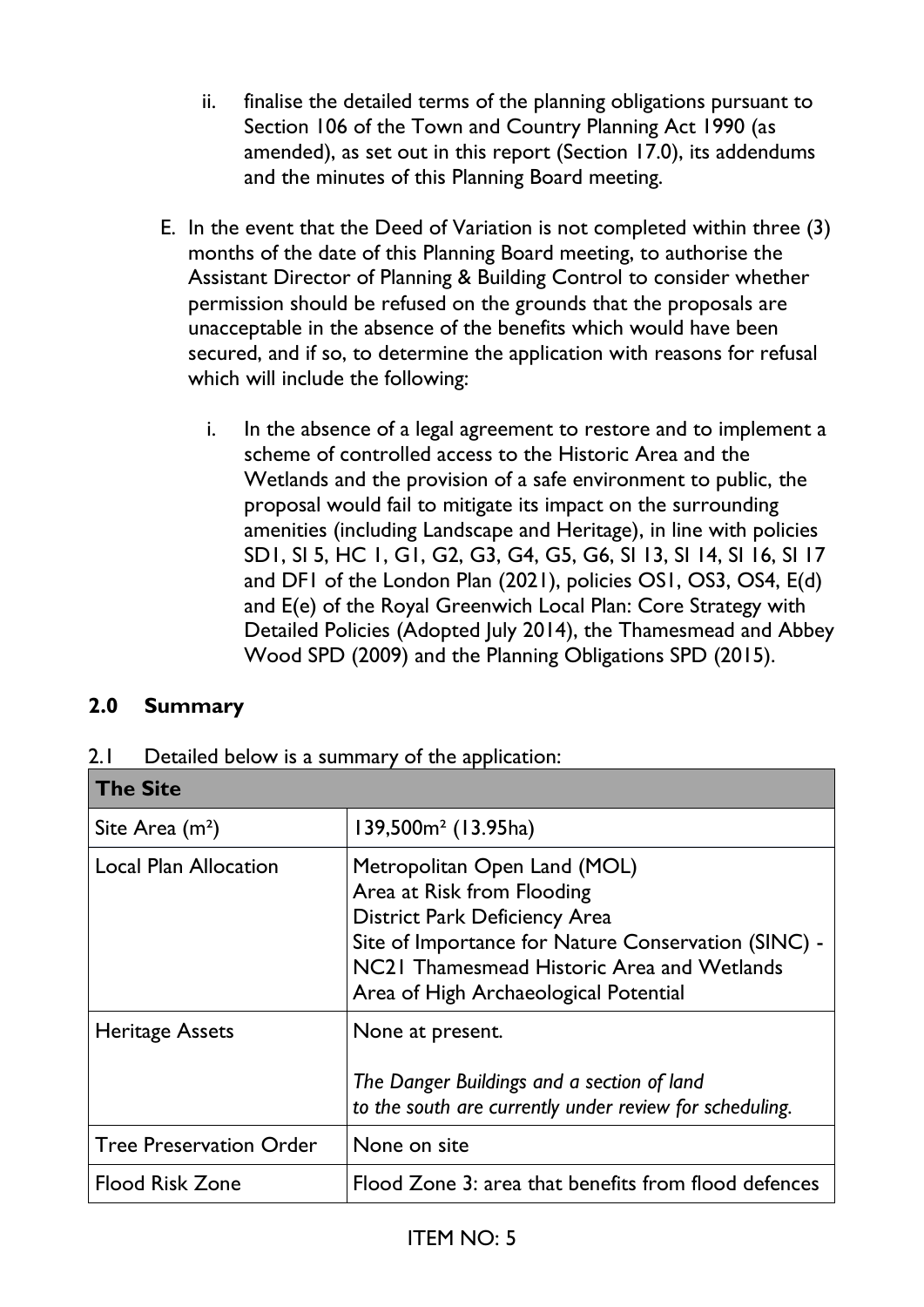ii. finalise the detailed terms of the planning obligations pursuant to Section 106 of the Town and Country Planning Act 1990 (as amended), as set out in this report (Section 17.0), its addendums and the minutes of this Planning Board meeting.

E. In the event that the Deed of Variation is not completed within three (3) months of the date of this Planning Board meeting, to authorise the Assistant Director of Planning & Building Control to consider whether permission should be refused on the grounds that the proposals are unacceptable in the absence of the benefits which would have been secured, and if so, to determine the application with reasons for refusal which will include the following:

   i. In the absence of a legal agreement to restore and to implement a scheme of controlled access to the Historic Area and the Wetlands and the provision of a safe environment to public, the proposal would fail to mitigate its impact on the surrounding amenities (including Landscape and Heritage), in line with policies SD1, SI 5, HC 1, G1, G2, G3, G4, G5, G6, SI 13, SI 14, SI 16, SI 17 and DF1 of the London Plan (2021), policies OS1, OS3, OS4, E(d) and E(e) of the Royal Greenwich Local Plan: Core Strategy with Detailed Policies (Adopted July 2014), the Thamesmead and Abbey Wood SPD (2009) and the Planning Obligations SPD (2015).

## 2.0 Summary

2.1 Detailed below is a summary of the application:

| **The Site** | |
|---|---|
| Site Area (m²) | 139,500m² (13.95ha) |
| Local Plan Allocation | Metropolitan Open Land (MOL)<br>Area at Risk from Flooding<br>District Park Deficiency Area<br>Site of Importance for Nature Conservation (SINC) - NC21 Thamesmead Historic Area and Wetlands<br>Area of High Archaeological Potential |
| Heritage Assets | None at present.<br><br>*The Danger Buildings and a section of land to the south are currently under review for scheduling.* |
| Tree Preservation Order | None on site |
| Flood Risk Zone | Flood Zone 3: area that benefits from flood defences |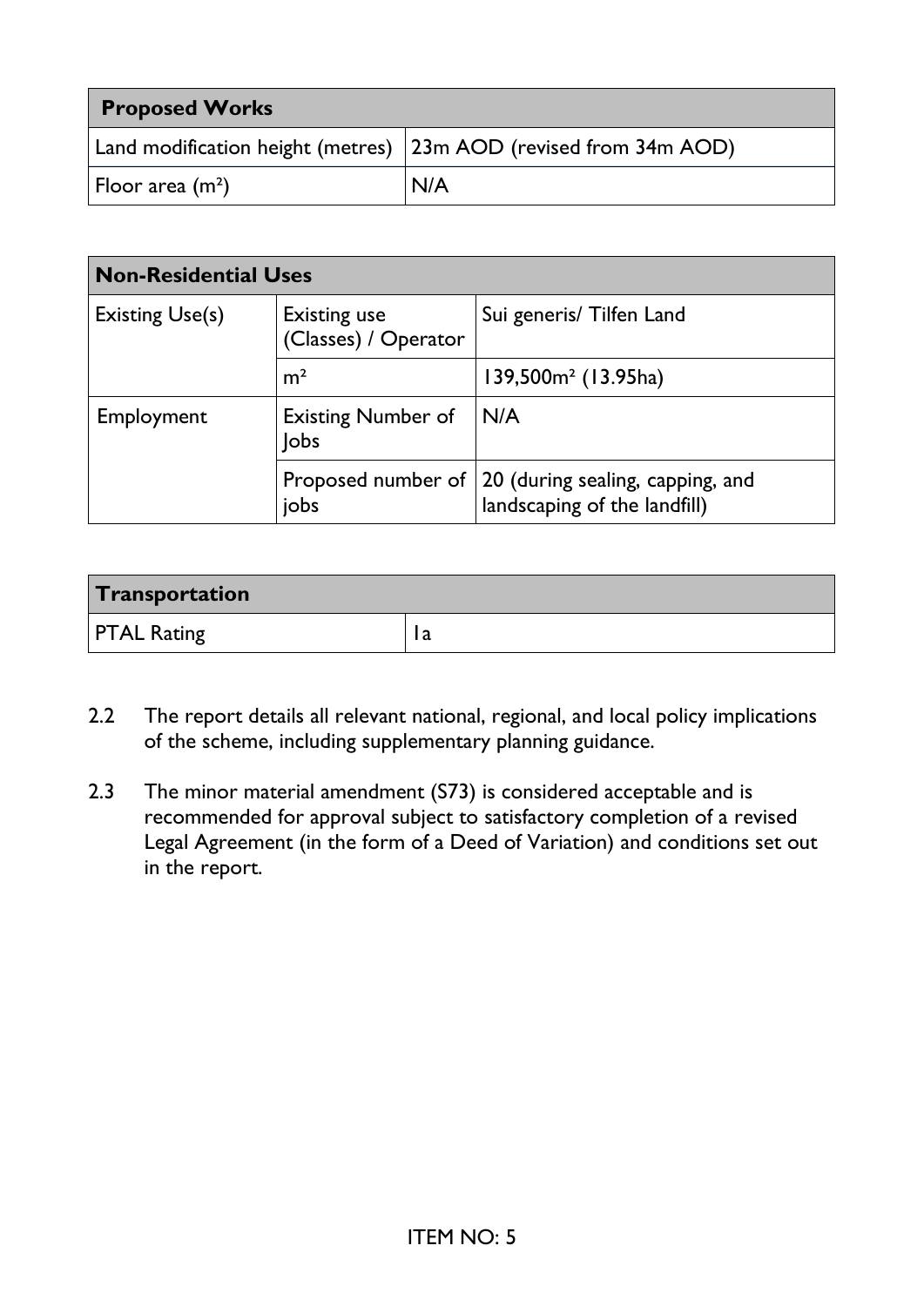| Proposed Works | |
|---|---|
| Land modification height (metres) | 23m AOD (revised from 34m AOD) |
| Floor area ($m^2$) | N/A |

| Non-Residential Uses | | |
|---|---|---|
| Existing Use(s) | Existing use (Classes) / Operator | Sui generis/ Tilfen Land |
| | $m^2$ | 139,500$m^2$ (13.95ha) |
| Employment | Existing Number of Jobs | N/A |
| | Proposed number of jobs | 20 (during sealing, capping, and landscaping of the landfill) |

| Transportation | |
|---|---|
| PTAL Rating | 1a |

2.2 The report details all relevant national, regional, and local policy implications of the scheme, including supplementary planning guidance.

2.3 The minor material amendment (S73) is considered acceptable and is recommended for approval subject to satisfactory completion of a revised Legal Agreement (in the form of a Deed of Variation) and conditions set out in the report.

ITEM NO: 5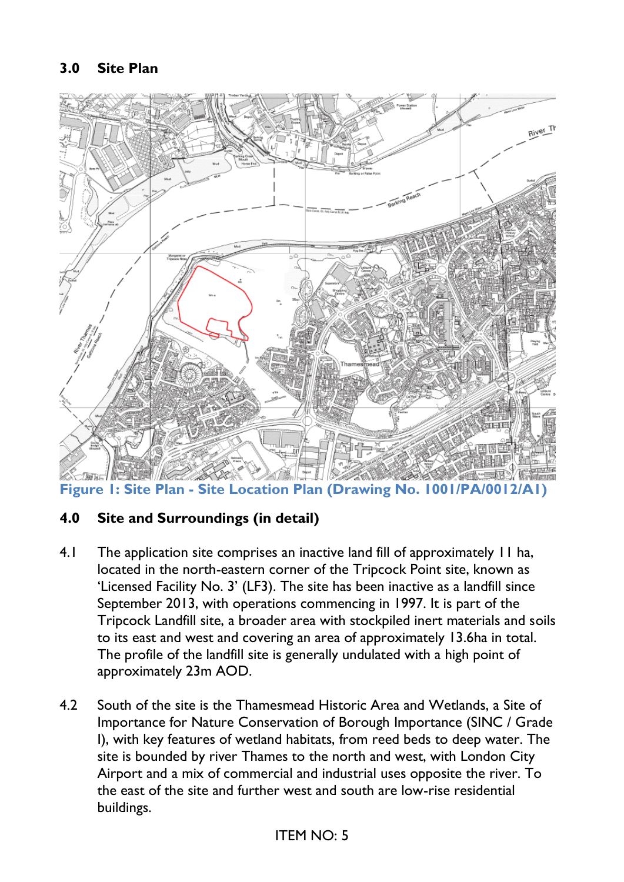## 3.0 Site Plan

Figure 1: Site Plan - Site Location Plan (Drawing No. 1001/PA/0012/A1)

## 4.0 Site and Surroundings (in detail)

4.1 The application site comprises an inactive land fill of approximately 11 ha, located in the north-eastern corner of the Tripcock Point site, known as 'Licensed Facility No. 3' (LF3). The site has been inactive as a landfill since September 2013, with operations commencing in 1997. It is part of the Tripcock Landfill site, a broader area with stockpiled inert materials and soils to its east and west and covering an area of approximately 13.6ha in total. The profile of the landfill site is generally undulated with a high point of approximately 23m AOD.

4.2 South of the site is the Thamesmead Historic Area and Wetlands, a Site of Importance for Nature Conservation of Borough Importance (SINC / Grade I), with key features of wetland habitats, from reed beds to deep water. The site is bounded by river Thames to the north and west, with London City Airport and a mix of commercial and industrial uses opposite the river. To the east of the site and further west and south are low-rise residential buildings.

ITEM NO: 5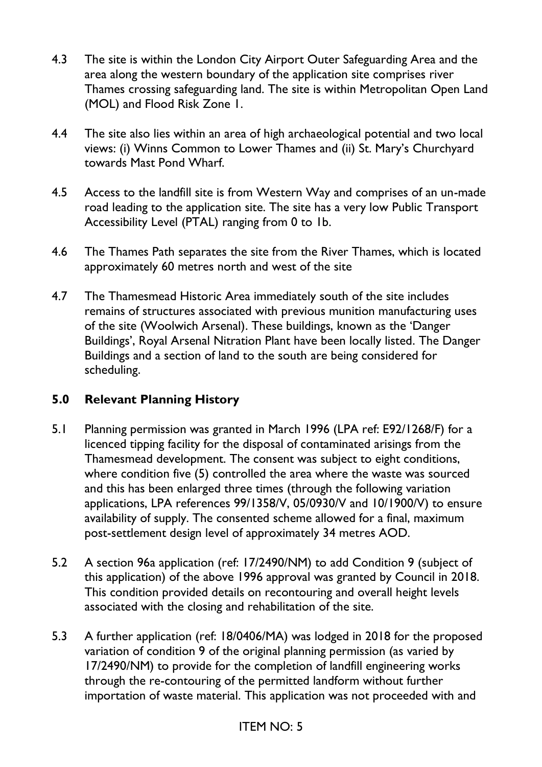4.3 The site is within the London City Airport Outer Safeguarding Area and the area along the western boundary of the application site comprises river Thames crossing safeguarding land. The site is within Metropolitan Open Land (MOL) and Flood Risk Zone 1.

4.4 The site also lies within an area of high archaeological potential and two local views: (i) Winns Common to Lower Thames and (ii) St. Mary's Churchyard towards Mast Pond Wharf.

4.5 Access to the landfill site is from Western Way and comprises of an un-made road leading to the application site. The site has a very low Public Transport Accessibility Level (PTAL) ranging from 0 to 1b.

4.6 The Thames Path separates the site from the River Thames, which is located approximately 60 metres north and west of the site

4.7 The Thamesmead Historic Area immediately south of the site includes remains of structures associated with previous munition manufacturing uses of the site (Woolwich Arsenal). These buildings, known as the 'Danger Buildings', Royal Arsenal Nitration Plant have been locally listed. The Danger Buildings and a section of land to the south are being considered for scheduling.

## 5.0 Relevant Planning History

5.1 Planning permission was granted in March 1996 (LPA ref: E92/1268/F) for a licenced tipping facility for the disposal of contaminated arisings from the Thamesmead development. The consent was subject to eight conditions, where condition five (5) controlled the area where the waste was sourced and this has been enlarged three times (through the following variation applications, LPA references 99/1358/V, 05/0930/V and 10/1900/V) to ensure availability of supply. The consented scheme allowed for a final, maximum post-settlement design level of approximately 34 metres AOD.

5.2 A section 96a application (ref: 17/2490/NM) to add Condition 9 (subject of this application) of the above 1996 approval was granted by Council in 2018. This condition provided details on recontouring and overall height levels associated with the closing and rehabilitation of the site.

5.3 A further application (ref: 18/0406/MA) was lodged in 2018 for the proposed variation of condition 9 of the original planning permission (as varied by 17/2490/NM) to provide for the completion of landfill engineering works through the re-contouring of the permitted landform without further importation of waste material. This application was not proceeded with and

ITEM NO: 5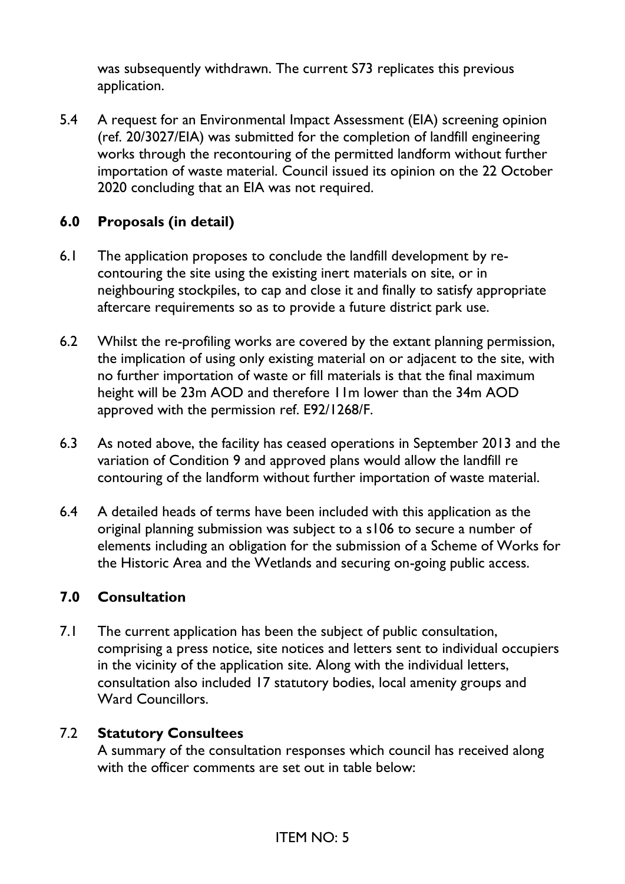was subsequently withdrawn. The current S73 replicates this previous application.

5.4 A request for an Environmental Impact Assessment (EIA) screening opinion (ref. 20/3027/EIA) was submitted for the completion of landfill engineering works through the recontouring of the permitted landform without further importation of waste material. Council issued its opinion on the 22 October 2020 concluding that an EIA was not required.

## 6.0 Proposals (in detail)

6.1 The application proposes to conclude the landfill development by re-contouring the site using the existing inert materials on site, or in neighbouring stockpiles, to cap and close it and finally to satisfy appropriate aftercare requirements so as to provide a future district park use.

6.2 Whilst the re-profiling works are covered by the extant planning permission, the implication of using only existing material on or adjacent to the site, with no further importation of waste or fill materials is that the final maximum height will be 23m AOD and therefore 11m lower than the 34m AOD approved with the permission ref. E92/1268/F.

6.3 As noted above, the facility has ceased operations in September 2013 and the variation of Condition 9 and approved plans would allow the landfill re contouring of the landform without further importation of waste material.

6.4 A detailed heads of terms have been included with this application as the original planning submission was subject to a s106 to secure a number of elements including an obligation for the submission of a Scheme of Works for the Historic Area and the Wetlands and securing on-going public access.

## 7.0 Consultation

7.1 The current application has been the subject of public consultation, comprising a press notice, site notices and letters sent to individual occupiers in the vicinity of the application site. Along with the individual letters, consultation also included 17 statutory bodies, local amenity groups and Ward Councillors.

7.2 **Statutory Consultees**

A summary of the consultation responses which council has received along with the officer comments are set out in table below: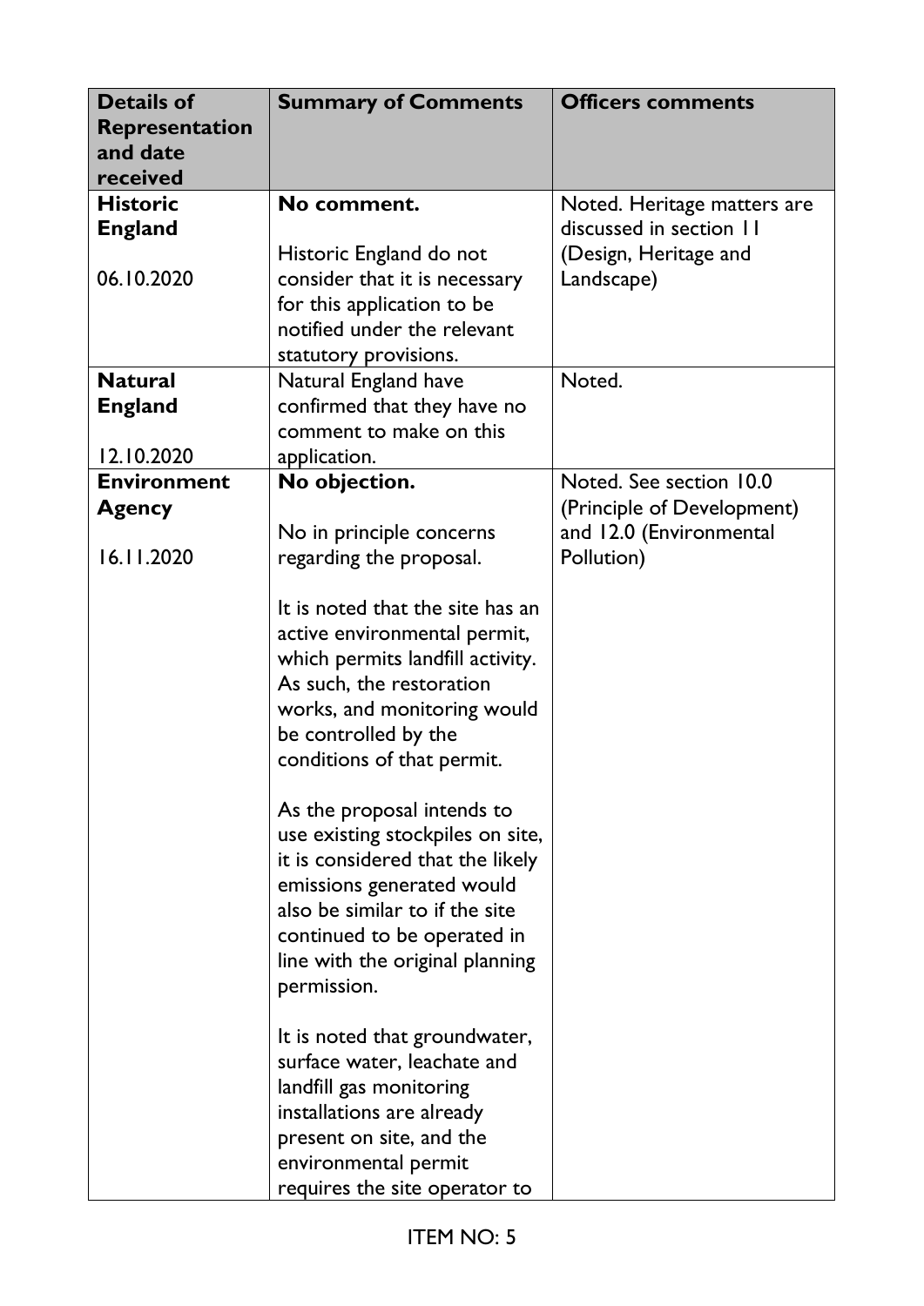| **Details of Representation and date received** | **Summary of Comments** | **Officers comments** |
|---|---|---|
| **Historic England**<br><br>06.10.2020 | **No comment.**<br><br>Historic England do not consider that it is necessary for this application to be notified under the relevant statutory provisions. | Noted. Heritage matters are discussed in section 11 (Design, Heritage and Landscape) |
| **Natural England**<br><br>12.10.2020 | Natural England have confirmed that they have no comment to make on this application. | Noted. |
| **Environment Agency**<br><br>16.11.2020 | **No objection.**<br><br>No in principle concerns regarding the proposal.<br><br>It is noted that the site has an active environmental permit, which permits landfill activity. As such, the restoration works, and monitoring would be controlled by the conditions of that permit.<br><br>As the proposal intends to use existing stockpiles on site, it is considered that the likely emissions generated would also be similar to if the site continued to be operated in line with the original planning permission.<br><br>It is noted that groundwater, surface water, leachate and landfill gas monitoring installations are already present on site, and the environmental permit requires the site operator to | Noted. See section 10.0 (Principle of Development) and 12.0 (Environmental Pollution) |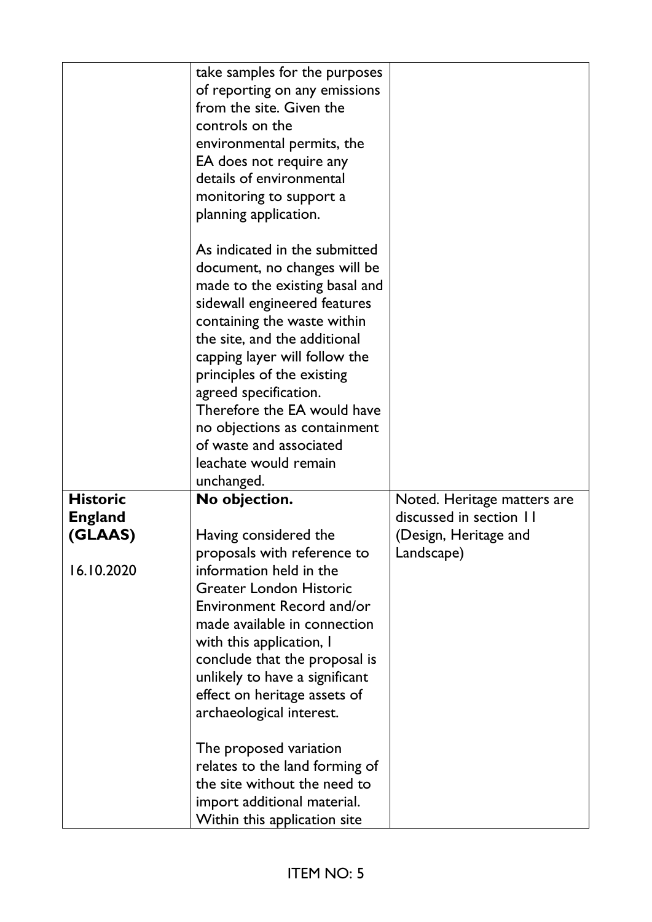| | | |
|---|---|---|
| | take samples for the purposes of reporting on any emissions from the site. Given the controls on the environmental permits, the EA does not require any details of environmental monitoring to support a planning application.<br><br>As indicated in the submitted document, no changes will be made to the existing basal and sidewall engineered features containing the waste within the site, and the additional capping layer will follow the principles of the existing agreed specification. Therefore the EA would have no objections as containment of waste and associated leachate would remain unchanged. | |
| **Historic England (GLAAS)**<br><br>16.10.2020 | **No objection.**<br><br>Having considered the proposals with reference to information held in the Greater London Historic Environment Record and/or made available in connection with this application, I conclude that the proposal is unlikely to have a significant effect on heritage assets of archaeological interest.<br><br>The proposed variation relates to the land forming of the site without the need to import additional material. Within this application site | Noted. Heritage matters are discussed in section 11 (Design, Heritage and Landscape) |

ITEM NO: 5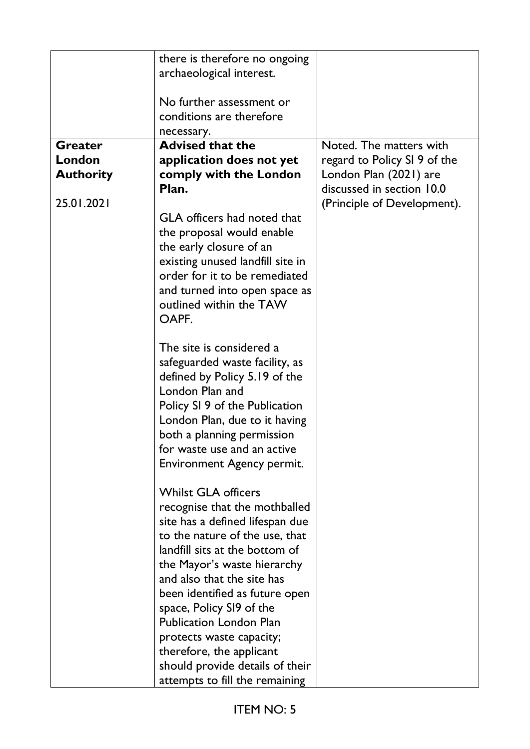| | | |
|---|---|---|
| | there is therefore no ongoing archaeological interest.<br><br>No further assessment or conditions are therefore necessary. | |
| **Greater London Authority**<br><br>25.01.2021 | **Advised that the application does not yet comply with the London Plan.**<br><br>GLA officers had noted that the proposal would enable the early closure of an existing unused landfill site in order for it to be remediated and turned into open space as outlined within the TAW OAPF.<br><br>The site is considered a safeguarded waste facility, as defined by Policy 5.19 of the London Plan and Policy SI 9 of the Publication London Plan, due to it having both a planning permission for waste use and an active Environment Agency permit.<br><br>Whilst GLA officers recognise that the mothballed site has a defined lifespan due to the nature of the use, that landfill sits at the bottom of the Mayor's waste hierarchy and also that the site has been identified as future open space, Policy SI9 of the Publication London Plan protects waste capacity; therefore, the applicant should provide details of their attempts to fill the remaining | Noted. The matters with regard to Policy SI 9 of the London Plan (2021) are discussed in section 10.0 (Principle of Development). |

ITEM NO: 5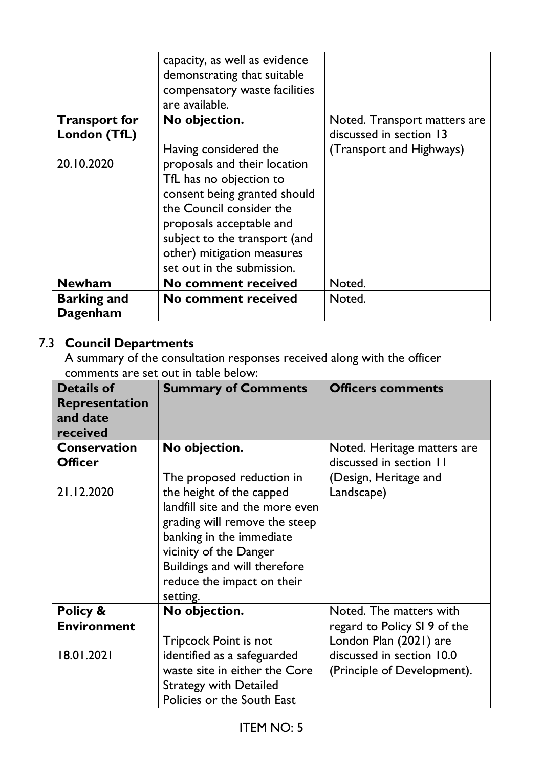|  | capacity, as well as evidence demonstrating that suitable compensatory waste facilities are available. |  |
| --- | --- | --- |
| **Transport for London (TfL)**<br><br>20.10.2020 | **No objection.**<br><br>Having considered the proposals and their location TfL has no objection to consent being granted should the Council consider the proposals acceptable and subject to the transport (and other) mitigation measures set out in the submission. | Noted. Transport matters are discussed in section 13 (Transport and Highways) |
| **Newham** | **No comment received** | Noted. |
| **Barking and Dagenham** | **No comment received** | Noted. |

7.3 **Council Departments**

A summary of the consultation responses received along with the officer comments are set out in table below:

| Details of Representation and date received | Summary of Comments | Officers comments |
| --- | --- | --- |
| **Conservation Officer**<br><br>21.12.2020 | **No objection.**<br><br>The proposed reduction in the height of the capped landfill site and the more even grading will remove the steep banking in the immediate vicinity of the Danger Buildings and will therefore reduce the impact on their setting. | Noted. Heritage matters are discussed in section 11 (Design, Heritage and Landscape) |
| **Policy & Environment**<br><br>18.01.2021 | **No objection.**<br><br>Tripcock Point is not identified as a safeguarded waste site in either the Core Strategy with Detailed Policies or the South East | Noted. The matters with regard to Policy SI 9 of the London Plan (2021) are discussed in section 10.0 (Principle of Development). |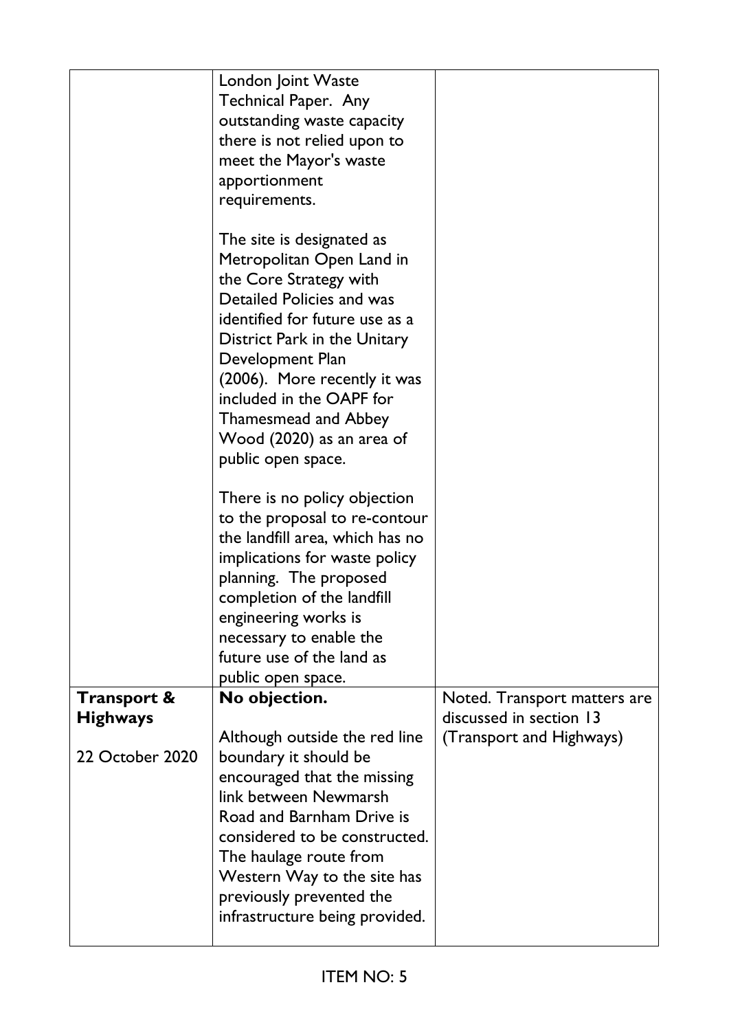| | | |
|---|---|---|
| | London Joint Waste Technical Paper. Any outstanding waste capacity there is not relied upon to meet the Mayor's waste apportionment requirements.<br><br>The site is designated as Metropolitan Open Land in the Core Strategy with Detailed Policies and was identified for future use as a District Park in the Unitary Development Plan (2006). More recently it was included in the OAPF for Thamesmead and Abbey Wood (2020) as an area of public open space.<br><br>There is no policy objection to the proposal to re-contour the landfill area, which has no implications for waste policy planning. The proposed completion of the landfill engineering works is necessary to enable the future use of the land as public open space. | |
| **Transport & Highways**<br><br>22 October 2020 | **No objection.**<br><br>Although outside the red line boundary it should be encouraged that the missing link between Newmarsh Road and Barnham Drive is considered to be constructed. The haulage route from Western Way to the site has previously prevented the infrastructure being provided. | Noted. Transport matters are discussed in section 13 (Transport and Highways) |

ITEM NO: 5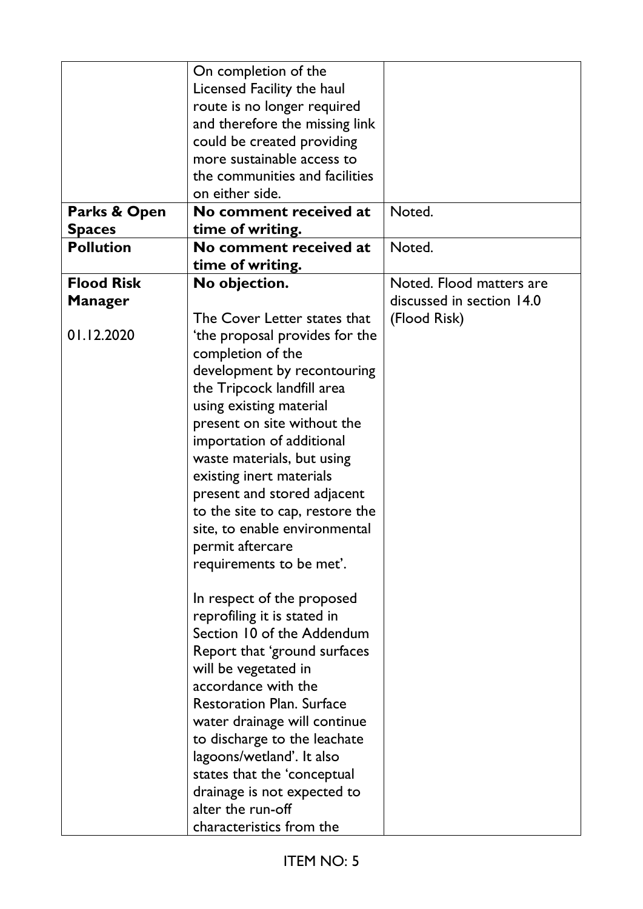|  |  |  |
|---|---|---|
|  | On completion of the Licensed Facility the haul route is no longer required and therefore the missing link could be created providing more sustainable access to the communities and facilities on either side. |  |
| **Parks & Open Spaces** | **No comment received at time of writing.** | Noted. |
| **Pollution** | **No comment received at time of writing.** | Noted. |
| **Flood Risk Manager**<br><br>01.12.2020 | **No objection.**<br><br>The Cover Letter states that 'the proposal provides for the completion of the development by recontouring the Tripcock landfill area using existing material present on site without the importation of additional waste materials, but using existing inert materials present and stored adjacent to the site to cap, restore the site, to enable environmental permit aftercare requirements to be met'.<br><br>In respect of the proposed reprofiling it is stated in Section 10 of the Addendum Report that 'ground surfaces will be vegetated in accordance with the Restoration Plan. Surface water drainage will continue to discharge to the leachate lagoons/wetland'. It also states that the 'conceptual drainage is not expected to alter the run-off characteristics from the | Noted. Flood matters are discussed in section 14.0 (Flood Risk) |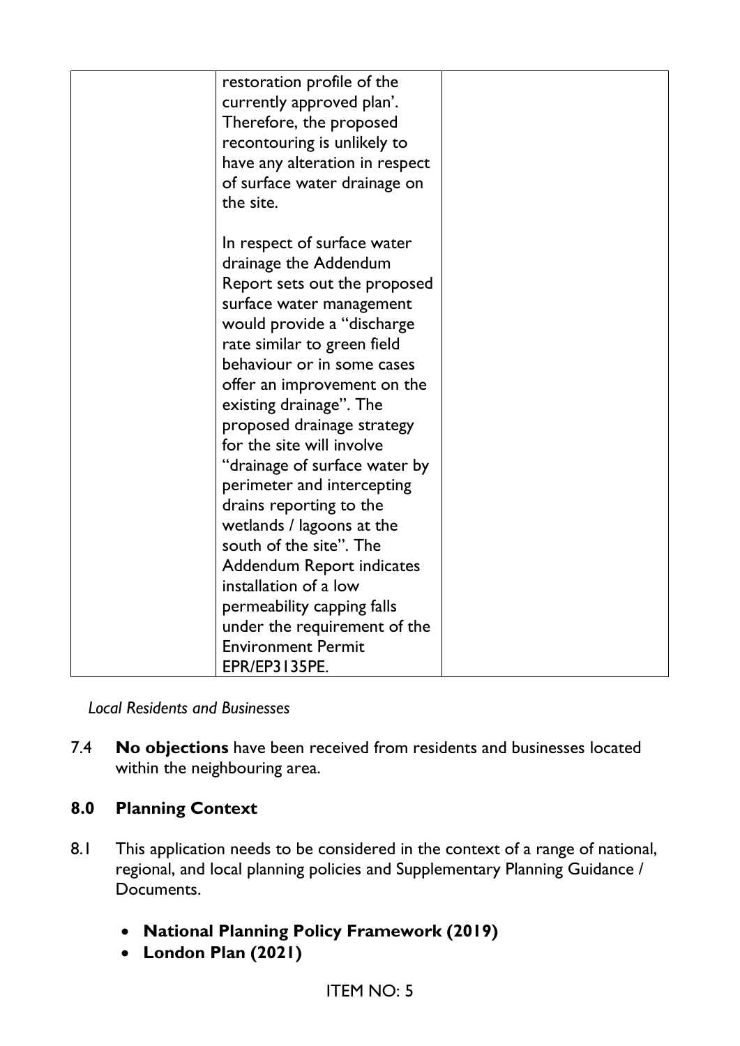|  | restoration profile of the currently approved plan'. Therefore, the proposed recontouring is unlikely to have any alteration in respect of surface water drainage on the site.<br><br>In respect of surface water drainage the Addendum Report sets out the proposed surface water management would provide a "discharge rate similar to green field behaviour or in some cases offer an improvement on the existing drainage". The proposed drainage strategy for the site will involve "drainage of surface water by perimeter and intercepting drains reporting to the wetlands / lagoons at the south of the site". The Addendum Report indicates installation of a low permeability capping falls under the requirement of the Environment Permit EPR/EP3135PE. |  |
|---|---|---|

*Local Residents and Businesses*

7.4 **No objections** have been received from residents and businesses located within the neighbouring area.

## 8.0 Planning Context

8.1 This application needs to be considered in the context of a range of national, regional, and local planning policies and Supplementary Planning Guidance / Documents.

- **National Planning Policy Framework (2019)**
- **London Plan (2021)**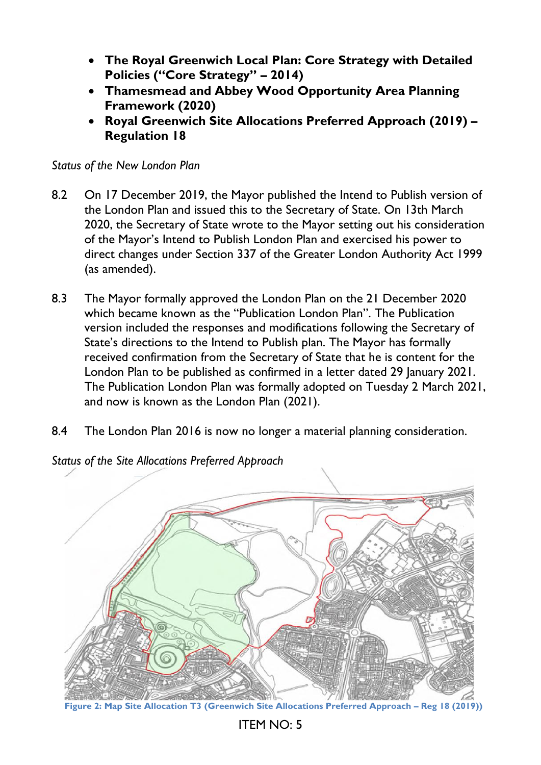- **The Royal Greenwich Local Plan: Core Strategy with Detailed Policies ("Core Strategy" – 2014)**
- **Thamesmead and Abbey Wood Opportunity Area Planning Framework (2020)**
- **Royal Greenwich Site Allocations Preferred Approach (2019) – Regulation 18**

*Status of the New London Plan*

8.2 On 17 December 2019, the Mayor published the Intend to Publish version of the London Plan and issued this to the Secretary of State. On 13th March 2020, the Secretary of State wrote to the Mayor setting out his consideration of the Mayor's Intend to Publish London Plan and exercised his power to direct changes under Section 337 of the Greater London Authority Act 1999 (as amended).

8.3 The Mayor formally approved the London Plan on the 21 December 2020 which became known as the "Publication London Plan". The Publication version included the responses and modifications following the Secretary of State's directions to the Intend to Publish plan. The Mayor has formally received confirmation from the Secretary of State that he is content for the London Plan to be published as confirmed in a letter dated 29 January 2021. The Publication London Plan was formally adopted on Tuesday 2 March 2021, and now is known as the London Plan (2021).

8.4 The London Plan 2016 is now no longer a material planning consideration.

*Status of the Site Allocations Preferred Approach*

**Figure 2: Map Site Allocation T3 (Greenwich Site Allocations Preferred Approach – Reg 18 (2019))**

ITEM NO: 5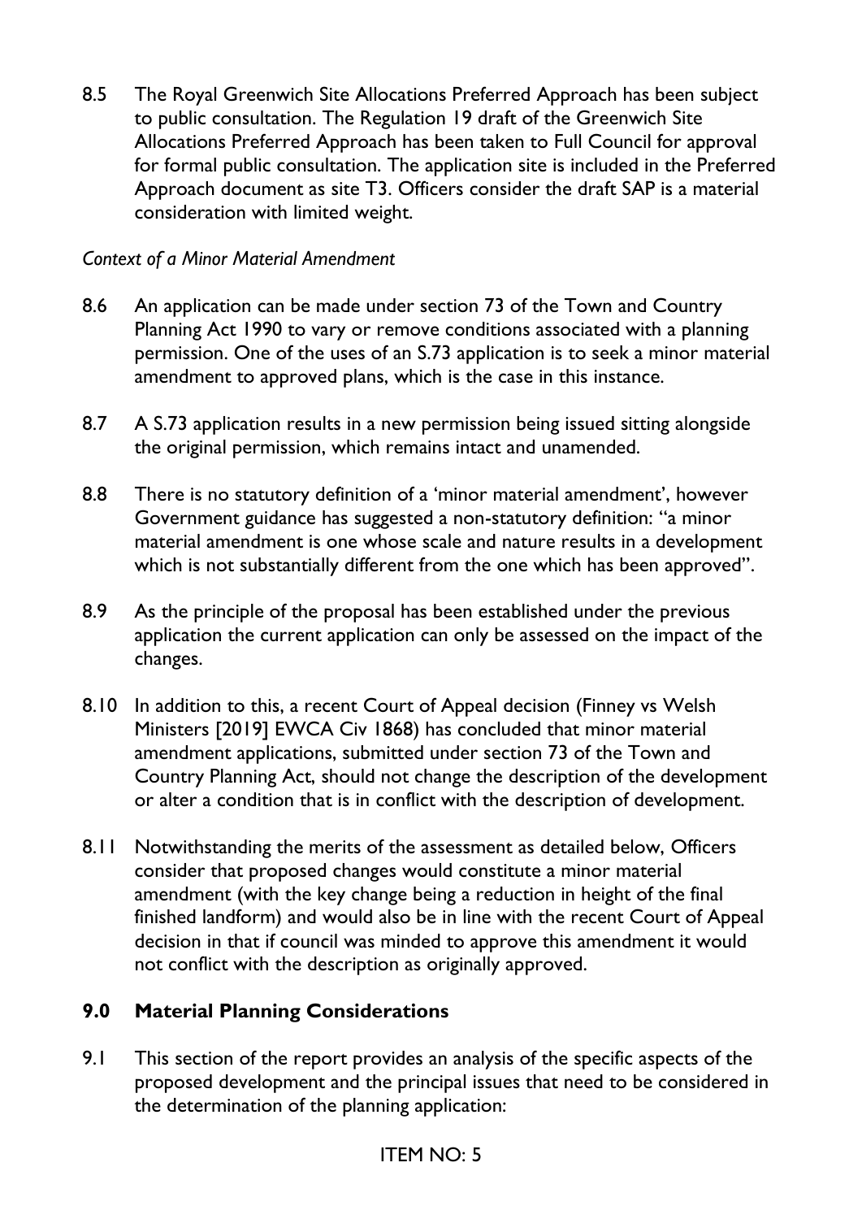8.5 The Royal Greenwich Site Allocations Preferred Approach has been subject to public consultation. The Regulation 19 draft of the Greenwich Site Allocations Preferred Approach has been taken to Full Council for approval for formal public consultation. The application site is included in the Preferred Approach document as site T3. Officers consider the draft SAP is a material consideration with limited weight.

*Context of a Minor Material Amendment*

8.6 An application can be made under section 73 of the Town and Country Planning Act 1990 to vary or remove conditions associated with a planning permission. One of the uses of an S.73 application is to seek a minor material amendment to approved plans, which is the case in this instance.

8.7 A S.73 application results in a new permission being issued sitting alongside the original permission, which remains intact and unamended.

8.8 There is no statutory definition of a 'minor material amendment', however Government guidance has suggested a non-statutory definition: "a minor material amendment is one whose scale and nature results in a development which is not substantially different from the one which has been approved".

8.9 As the principle of the proposal has been established under the previous application the current application can only be assessed on the impact of the changes.

8.10 In addition to this, a recent Court of Appeal decision (Finney vs Welsh Ministers [2019] EWCA Civ 1868) has concluded that minor material amendment applications, submitted under section 73 of the Town and Country Planning Act, should not change the description of the development or alter a condition that is in conflict with the description of development.

8.11 Notwithstanding the merits of the assessment as detailed below, Officers consider that proposed changes would constitute a minor material amendment (with the key change being a reduction in height of the final finished landform) and would also be in line with the recent Court of Appeal decision in that if council was minded to approve this amendment it would not conflict with the description as originally approved.

## 9.0 Material Planning Considerations

9.1 This section of the report provides an analysis of the specific aspects of the proposed development and the principal issues that need to be considered in the determination of the planning application: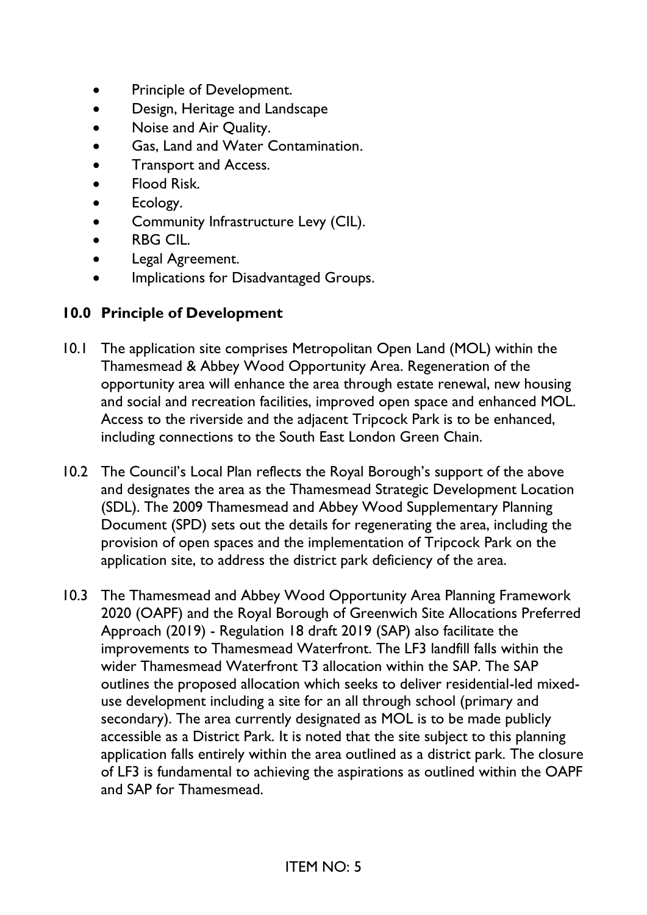- Principle of Development.
- Design, Heritage and Landscape
- Noise and Air Quality.
- Gas, Land and Water Contamination.
- Transport and Access.
- Flood Risk.
- Ecology.
- Community Infrastructure Levy (CIL).
- RBG CIL.
- Legal Agreement.
- Implications for Disadvantaged Groups.

## 10.0 Principle of Development

10.1 The application site comprises Metropolitan Open Land (MOL) within the Thamesmead & Abbey Wood Opportunity Area. Regeneration of the opportunity area will enhance the area through estate renewal, new housing and social and recreation facilities, improved open space and enhanced MOL. Access to the riverside and the adjacent Tripcock Park is to be enhanced, including connections to the South East London Green Chain.

10.2 The Council's Local Plan reflects the Royal Borough's support of the above and designates the area as the Thamesmead Strategic Development Location (SDL). The 2009 Thamesmead and Abbey Wood Supplementary Planning Document (SPD) sets out the details for regenerating the area, including the provision of open spaces and the implementation of Tripcock Park on the application site, to address the district park deficiency of the area.

10.3 The Thamesmead and Abbey Wood Opportunity Area Planning Framework 2020 (OAPF) and the Royal Borough of Greenwich Site Allocations Preferred Approach (2019) - Regulation 18 draft 2019 (SAP) also facilitate the improvements to Thamesmead Waterfront. The LF3 landfill falls within the wider Thamesmead Waterfront T3 allocation within the SAP. The SAP outlines the proposed allocation which seeks to deliver residential-led mixed-use development including a site for an all through school (primary and secondary). The area currently designated as MOL is to be made publicly accessible as a District Park. It is noted that the site subject to this planning application falls entirely within the area outlined as a district park. The closure of LF3 is fundamental to achieving the aspirations as outlined within the OAPF and SAP for Thamesmead.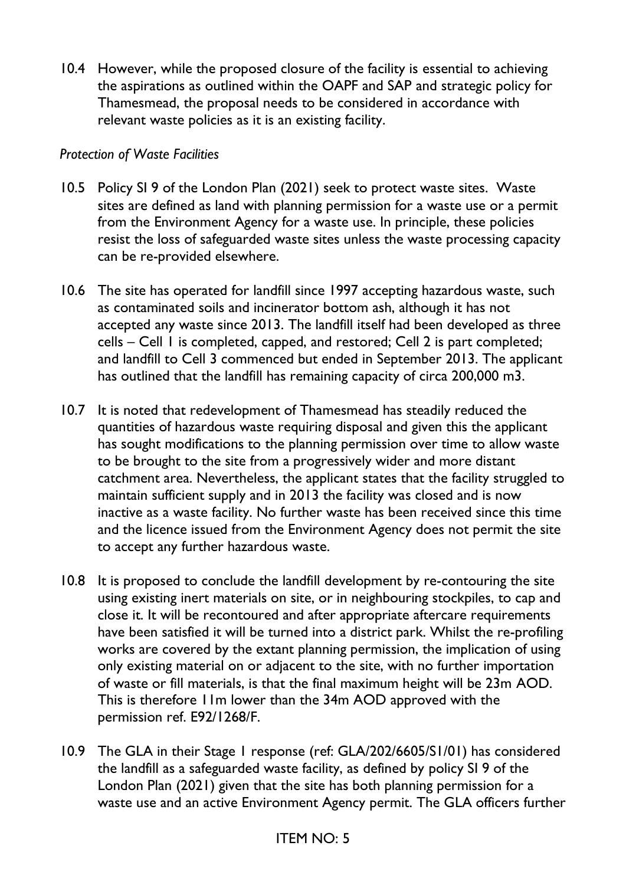10.4 However, while the proposed closure of the facility is essential to achieving the aspirations as outlined within the OAPF and SAP and strategic policy for Thamesmead, the proposal needs to be considered in accordance with relevant waste policies as it is an existing facility.

*Protection of Waste Facilities*

10.5 Policy SI 9 of the London Plan (2021) seek to protect waste sites. Waste sites are defined as land with planning permission for a waste use or a permit from the Environment Agency for a waste use. In principle, these policies resist the loss of safeguarded waste sites unless the waste processing capacity can be re-provided elsewhere.

10.6 The site has operated for landfill since 1997 accepting hazardous waste, such as contaminated soils and incinerator bottom ash, although it has not accepted any waste since 2013. The landfill itself had been developed as three cells – Cell 1 is completed, capped, and restored; Cell 2 is part completed; and landfill to Cell 3 commenced but ended in September 2013. The applicant has outlined that the landfill has remaining capacity of circa 200,000 m3.

10.7 It is noted that redevelopment of Thamesmead has steadily reduced the quantities of hazardous waste requiring disposal and given this the applicant has sought modifications to the planning permission over time to allow waste to be brought to the site from a progressively wider and more distant catchment area. Nevertheless, the applicant states that the facility struggled to maintain sufficient supply and in 2013 the facility was closed and is now inactive as a waste facility. No further waste has been received since this time and the licence issued from the Environment Agency does not permit the site to accept any further hazardous waste.

10.8 It is proposed to conclude the landfill development by re-contouring the site using existing inert materials on site, or in neighbouring stockpiles, to cap and close it. It will be recontoured and after appropriate aftercare requirements have been satisfied it will be turned into a district park. Whilst the re-profiling works are covered by the extant planning permission, the implication of using only existing material on or adjacent to the site, with no further importation of waste or fill materials, is that the final maximum height will be 23m AOD. This is therefore 11m lower than the 34m AOD approved with the permission ref. E92/1268/F.

10.9 The GLA in their Stage 1 response (ref: GLA/202/6605/S1/01) has considered the landfill as a safeguarded waste facility, as defined by policy SI 9 of the London Plan (2021) given that the site has both planning permission for a waste use and an active Environment Agency permit. The GLA officers further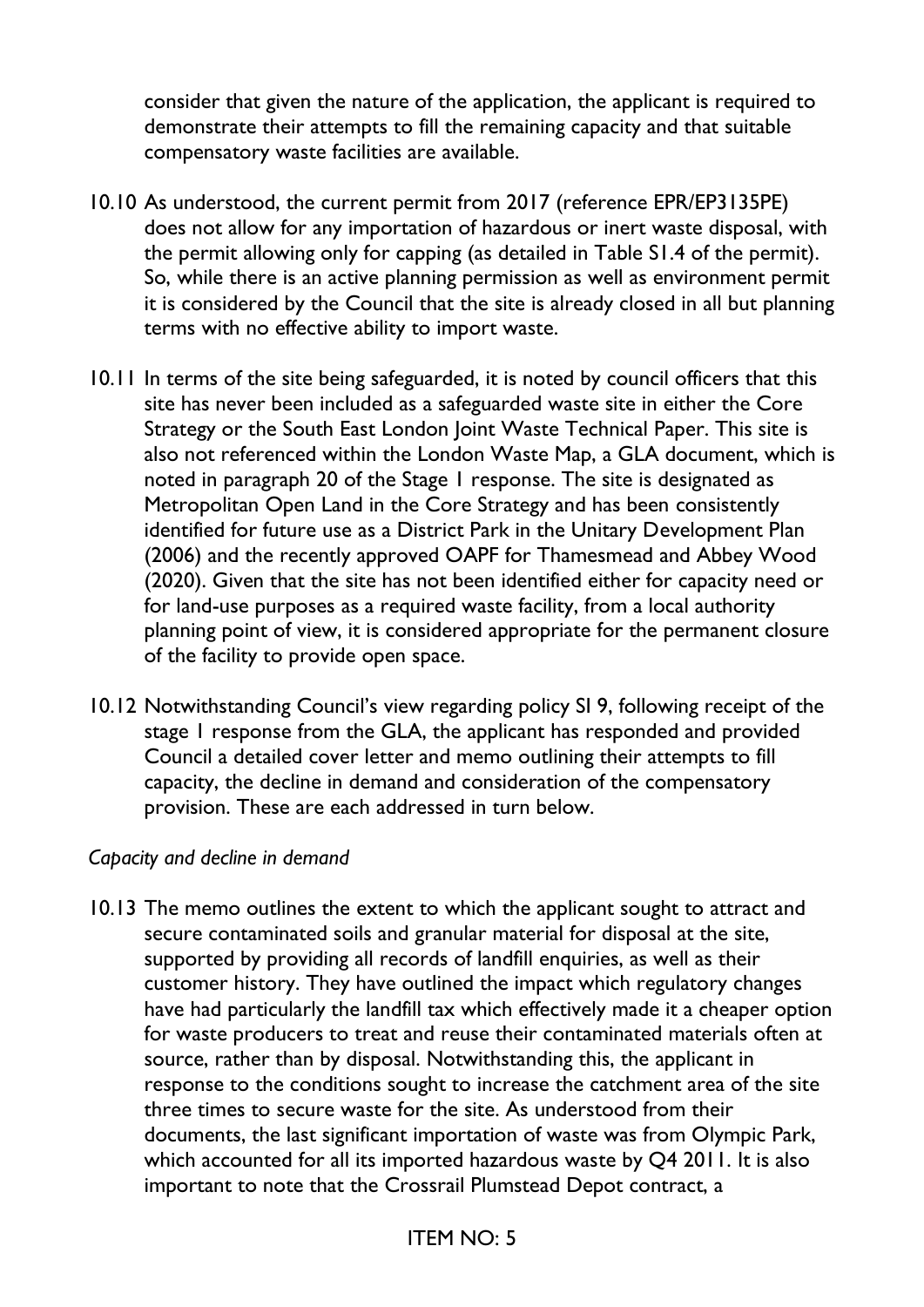consider that given the nature of the application, the applicant is required to demonstrate their attempts to fill the remaining capacity and that suitable compensatory waste facilities are available.

10.10 As understood, the current permit from 2017 (reference EPR/EP3135PE) does not allow for any importation of hazardous or inert waste disposal, with the permit allowing only for capping (as detailed in Table S1.4 of the permit). So, while there is an active planning permission as well as environment permit it is considered by the Council that the site is already closed in all but planning terms with no effective ability to import waste.

10.11 In terms of the site being safeguarded, it is noted by council officers that this site has never been included as a safeguarded waste site in either the Core Strategy or the South East London Joint Waste Technical Paper. This site is also not referenced within the London Waste Map, a GLA document, which is noted in paragraph 20 of the Stage 1 response. The site is designated as Metropolitan Open Land in the Core Strategy and has been consistently identified for future use as a District Park in the Unitary Development Plan (2006) and the recently approved OAPF for Thamesmead and Abbey Wood (2020). Given that the site has not been identified either for capacity need or for land-use purposes as a required waste facility, from a local authority planning point of view, it is considered appropriate for the permanent closure of the facility to provide open space.

10.12 Notwithstanding Council's view regarding policy SI 9, following receipt of the stage 1 response from the GLA, the applicant has responded and provided Council a detailed cover letter and memo outlining their attempts to fill capacity, the decline in demand and consideration of the compensatory provision. These are each addressed in turn below.

*Capacity and decline in demand*

10.13 The memo outlines the extent to which the applicant sought to attract and secure contaminated soils and granular material for disposal at the site, supported by providing all records of landfill enquiries, as well as their customer history. They have outlined the impact which regulatory changes have had particularly the landfill tax which effectively made it a cheaper option for waste producers to treat and reuse their contaminated materials often at source, rather than by disposal. Notwithstanding this, the applicant in response to the conditions sought to increase the catchment area of the site three times to secure waste for the site. As understood from their documents, the last significant importation of waste was from Olympic Park, which accounted for all its imported hazardous waste by Q4 2011. It is also important to note that the Crossrail Plumstead Depot contract, a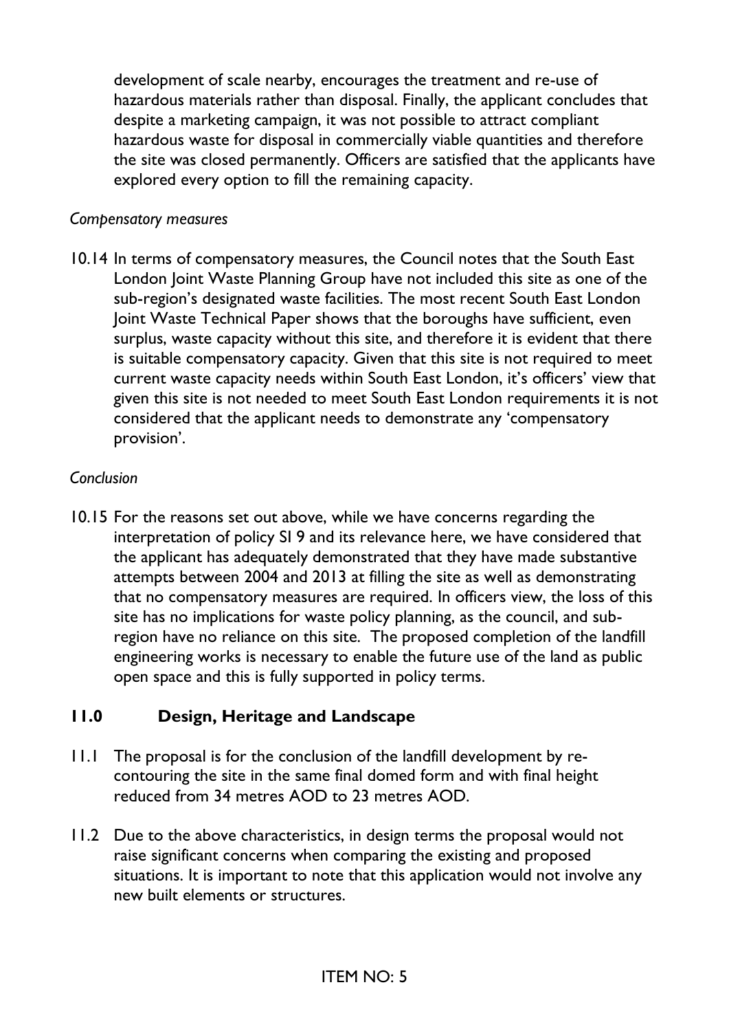development of scale nearby, encourages the treatment and re-use of hazardous materials rather than disposal. Finally, the applicant concludes that despite a marketing campaign, it was not possible to attract compliant hazardous waste for disposal in commercially viable quantities and therefore the site was closed permanently. Officers are satisfied that the applicants have explored every option to fill the remaining capacity.

*Compensatory measures*

10.14 In terms of compensatory measures, the Council notes that the South East London Joint Waste Planning Group have not included this site as one of the sub-region's designated waste facilities. The most recent South East London Joint Waste Technical Paper shows that the boroughs have sufficient, even surplus, waste capacity without this site, and therefore it is evident that there is suitable compensatory capacity. Given that this site is not required to meet current waste capacity needs within South East London, it's officers' view that given this site is not needed to meet South East London requirements it is not considered that the applicant needs to demonstrate any 'compensatory provision'.

*Conclusion*

10.15 For the reasons set out above, while we have concerns regarding the interpretation of policy SI 9 and its relevance here, we have considered that the applicant has adequately demonstrated that they have made substantive attempts between 2004 and 2013 at filling the site as well as demonstrating that no compensatory measures are required. In officers view, the loss of this site has no implications for waste policy planning, as the council, and sub-region have no reliance on this site. The proposed completion of the landfill engineering works is necessary to enable the future use of the land as public open space and this is fully supported in policy terms.

## 11.0 Design, Heritage and Landscape

11.1 The proposal is for the conclusion of the landfill development by re-contouring the site in the same final domed form and with final height reduced from 34 metres AOD to 23 metres AOD.

11.2 Due to the above characteristics, in design terms the proposal would not raise significant concerns when comparing the existing and proposed situations. It is important to note that this application would not involve any new built elements or structures.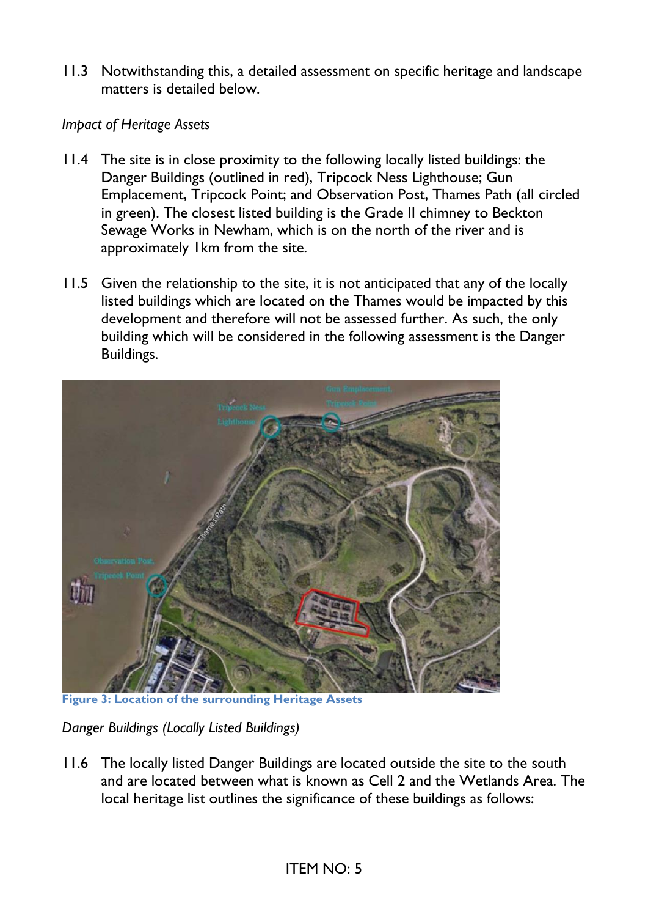11.3 Notwithstanding this, a detailed assessment on specific heritage and landscape matters is detailed below.

*Impact of Heritage Assets*

11.4 The site is in close proximity to the following locally listed buildings: the Danger Buildings (outlined in red), Tripcock Ness Lighthouse; Gun Emplacement, Tripcock Point; and Observation Post, Thames Path (all circled in green). The closest listed building is the Grade II chimney to Beckton Sewage Works in Newham, which is on the north of the river and is approximately 1km from the site.

11.5 Given the relationship to the site, it is not anticipated that any of the locally listed buildings which are located on the Thames would be impacted by this development and therefore will not be assessed further. As such, the only building which will be considered in the following assessment is the Danger Buildings.

**Figure 3: Location of the surrounding Heritage Assets**

*Danger Buildings (Locally Listed Buildings)*

11.6 The locally listed Danger Buildings are located outside the site to the south and are located between what is known as Cell 2 and the Wetlands Area. The local heritage list outlines the significance of these buildings as follows: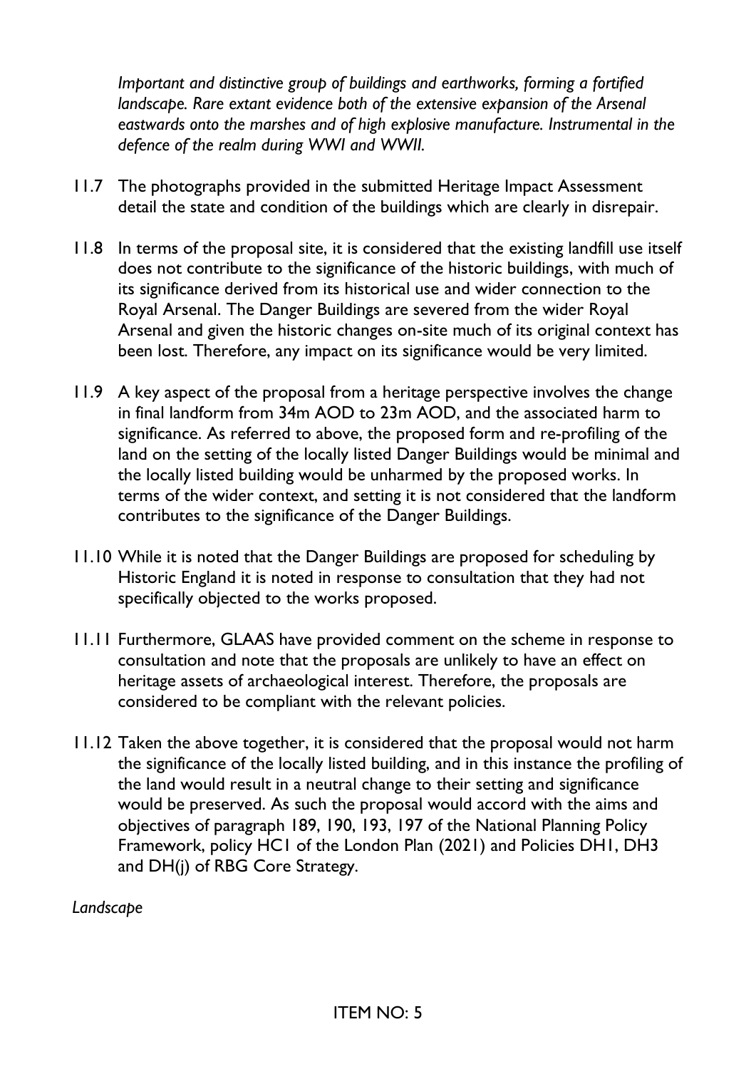*Important and distinctive group of buildings and earthworks, forming a fortified landscape. Rare extant evidence both of the extensive expansion of the Arsenal eastwards onto the marshes and of high explosive manufacture. Instrumental in the defence of the realm during WWI and WWII.*

11.7 The photographs provided in the submitted Heritage Impact Assessment detail the state and condition of the buildings which are clearly in disrepair.

11.8 In terms of the proposal site, it is considered that the existing landfill use itself does not contribute to the significance of the historic buildings, with much of its significance derived from its historical use and wider connection to the Royal Arsenal. The Danger Buildings are severed from the wider Royal Arsenal and given the historic changes on-site much of its original context has been lost. Therefore, any impact on its significance would be very limited.

11.9 A key aspect of the proposal from a heritage perspective involves the change in final landform from 34m AOD to 23m AOD, and the associated harm to significance. As referred to above, the proposed form and re-profiling of the land on the setting of the locally listed Danger Buildings would be minimal and the locally listed building would be unharmed by the proposed works. In terms of the wider context, and setting it is not considered that the landform contributes to the significance of the Danger Buildings.

11.10 While it is noted that the Danger Buildings are proposed for scheduling by Historic England it is noted in response to consultation that they had not specifically objected to the works proposed.

11.11 Furthermore, GLAAS have provided comment on the scheme in response to consultation and note that the proposals are unlikely to have an effect on heritage assets of archaeological interest. Therefore, the proposals are considered to be compliant with the relevant policies.

11.12 Taken the above together, it is considered that the proposal would not harm the significance of the locally listed building, and in this instance the profiling of the land would result in a neutral change to their setting and significance would be preserved. As such the proposal would accord with the aims and objectives of paragraph 189, 190, 193, 197 of the National Planning Policy Framework, policy HC1 of the London Plan (2021) and Policies DH1, DH3 and DH(j) of RBG Core Strategy.

*Landscape*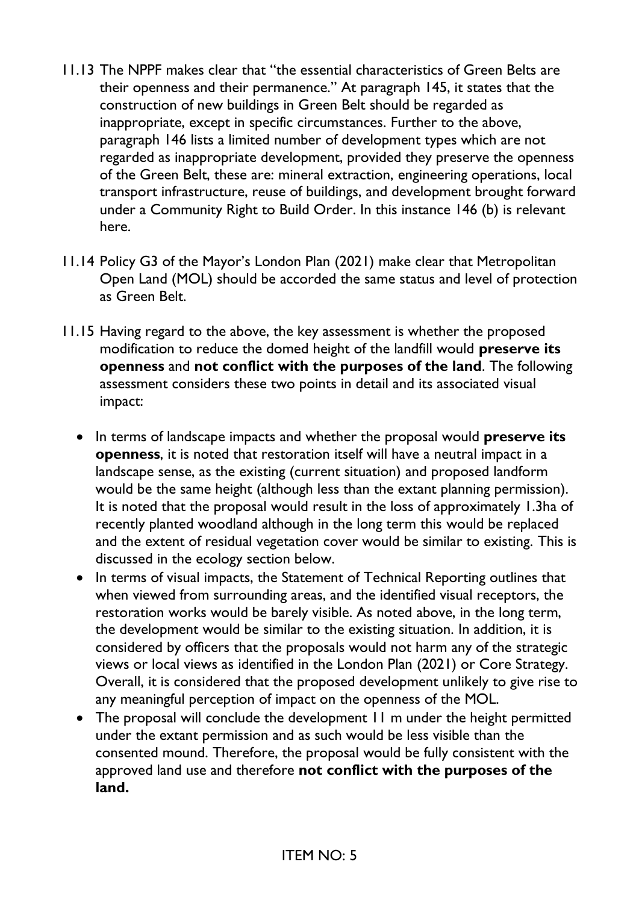11.13 The NPPF makes clear that "the essential characteristics of Green Belts are their openness and their permanence." At paragraph 145, it states that the construction of new buildings in Green Belt should be regarded as inappropriate, except in specific circumstances. Further to the above, paragraph 146 lists a limited number of development types which are not regarded as inappropriate development, provided they preserve the openness of the Green Belt, these are: mineral extraction, engineering operations, local transport infrastructure, reuse of buildings, and development brought forward under a Community Right to Build Order. In this instance 146 (b) is relevant here.

11.14 Policy G3 of the Mayor's London Plan (2021) make clear that Metropolitan Open Land (MOL) should be accorded the same status and level of protection as Green Belt.

11.15 Having regard to the above, the key assessment is whether the proposed modification to reduce the domed height of the landfill would **preserve its openness** and **not conflict with the purposes of the land**. The following assessment considers these two points in detail and its associated visual impact:

- In terms of landscape impacts and whether the proposal would **preserve its openness**, it is noted that restoration itself will have a neutral impact in a landscape sense, as the existing (current situation) and proposed landform would be the same height (although less than the extant planning permission). It is noted that the proposal would result in the loss of approximately 1.3ha of recently planted woodland although in the long term this would be replaced and the extent of residual vegetation cover would be similar to existing. This is discussed in the ecology section below.
- In terms of visual impacts, the Statement of Technical Reporting outlines that when viewed from surrounding areas, and the identified visual receptors, the restoration works would be barely visible. As noted above, in the long term, the development would be similar to the existing situation. In addition, it is considered by officers that the proposals would not harm any of the strategic views or local views as identified in the London Plan (2021) or Core Strategy. Overall, it is considered that the proposed development unlikely to give rise to any meaningful perception of impact on the openness of the MOL.
- The proposal will conclude the development 11 m under the height permitted under the extant permission and as such would be less visible than the consented mound. Therefore, the proposal would be fully consistent with the approved land use and therefore **not conflict with the purposes of the land.**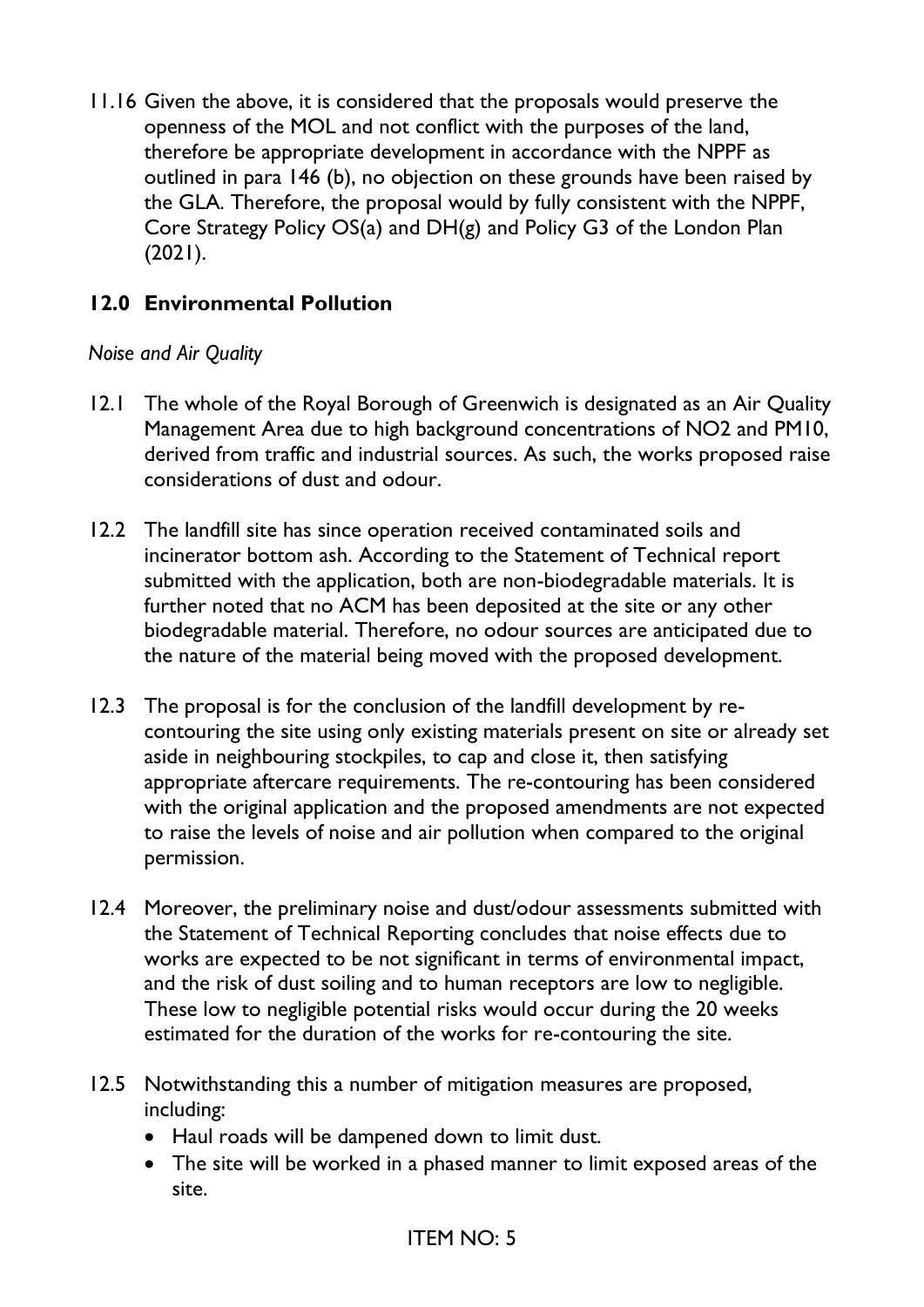11.16 Given the above, it is considered that the proposals would preserve the openness of the MOL and not conflict with the purposes of the land, therefore be appropriate development in accordance with the NPPF as outlined in para 146 (b), no objection on these grounds have been raised by the GLA. Therefore, the proposal would by fully consistent with the NPPF, Core Strategy Policy OS(a) and DH(g) and Policy G3 of the London Plan (2021).

## 12.0 Environmental Pollution

*Noise and Air Quality*

12.1 The whole of the Royal Borough of Greenwich is designated as an Air Quality Management Area due to high background concentrations of NO2 and PM10, derived from traffic and industrial sources. As such, the works proposed raise considerations of dust and odour.

12.2 The landfill site has since operation received contaminated soils and incinerator bottom ash. According to the Statement of Technical report submitted with the application, both are non-biodegradable materials. It is further noted that no ACM has been deposited at the site or any other biodegradable material. Therefore, no odour sources are anticipated due to the nature of the material being moved with the proposed development.

12.3 The proposal is for the conclusion of the landfill development by re-contouring the site using only existing materials present on site or already set aside in neighbouring stockpiles, to cap and close it, then satisfying appropriate aftercare requirements. The re-contouring has been considered with the original application and the proposed amendments are not expected to raise the levels of noise and air pollution when compared to the original permission.

12.4 Moreover, the preliminary noise and dust/odour assessments submitted with the Statement of Technical Reporting concludes that noise effects due to works are expected to be not significant in terms of environmental impact, and the risk of dust soiling and to human receptors are low to negligible. These low to negligible potential risks would occur during the 20 weeks estimated for the duration of the works for re-contouring the site.

12.5 Notwithstanding this a number of mitigation measures are proposed, including:

- Haul roads will be dampened down to limit dust.
- The site will be worked in a phased manner to limit exposed areas of the site.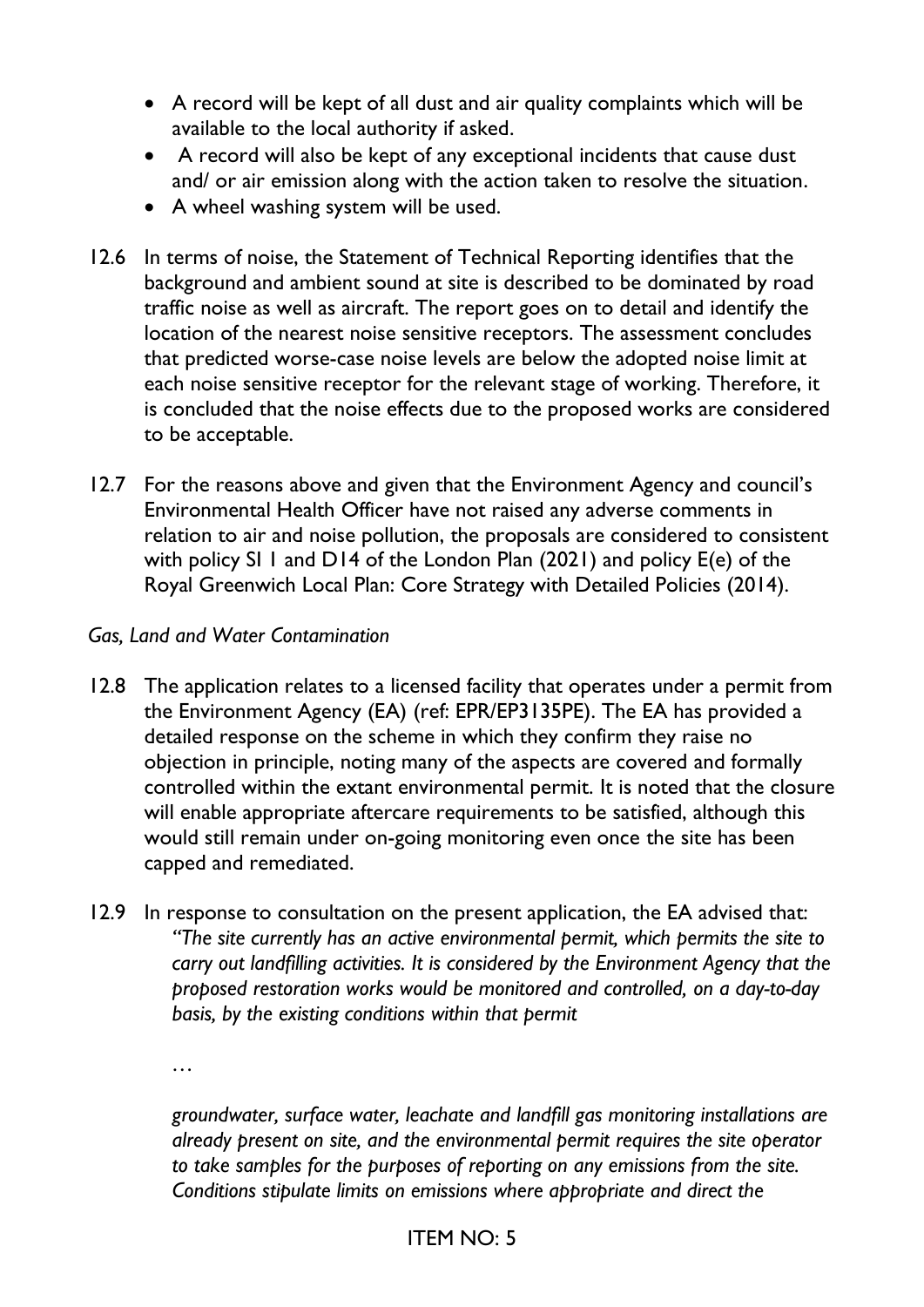- A record will be kept of all dust and air quality complaints which will be available to the local authority if asked.
- A record will also be kept of any exceptional incidents that cause dust and/ or air emission along with the action taken to resolve the situation.
- A wheel washing system will be used.

12.6 In terms of noise, the Statement of Technical Reporting identifies that the background and ambient sound at site is described to be dominated by road traffic noise as well as aircraft. The report goes on to detail and identify the location of the nearest noise sensitive receptors. The assessment concludes that predicted worse-case noise levels are below the adopted noise limit at each noise sensitive receptor for the relevant stage of working. Therefore, it is concluded that the noise effects due to the proposed works are considered to be acceptable.

12.7 For the reasons above and given that the Environment Agency and council's Environmental Health Officer have not raised any adverse comments in relation to air and noise pollution, the proposals are considered to consistent with policy SI 1 and D14 of the London Plan (2021) and policy E(e) of the Royal Greenwich Local Plan: Core Strategy with Detailed Policies (2014).

*Gas, Land and Water Contamination*

12.8 The application relates to a licensed facility that operates under a permit from the Environment Agency (EA) (ref: EPR/EP3135PE). The EA has provided a detailed response on the scheme in which they confirm they raise no objection in principle, noting many of the aspects are covered and formally controlled within the extant environmental permit. It is noted that the closure will enable appropriate aftercare requirements to be satisfied, although this would still remain under on-going monitoring even once the site has been capped and remediated.

12.9 In response to consultation on the present application, the EA advised that:

*"The site currently has an active environmental permit, which permits the site to carry out landfilling activities. It is considered by the Environment Agency that the proposed restoration works would be monitored and controlled, on a day-to-day basis, by the existing conditions within that permit*

…

*groundwater, surface water, leachate and landfill gas monitoring installations are already present on site, and the environmental permit requires the site operator to take samples for the purposes of reporting on any emissions from the site. Conditions stipulate limits on emissions where appropriate and direct the*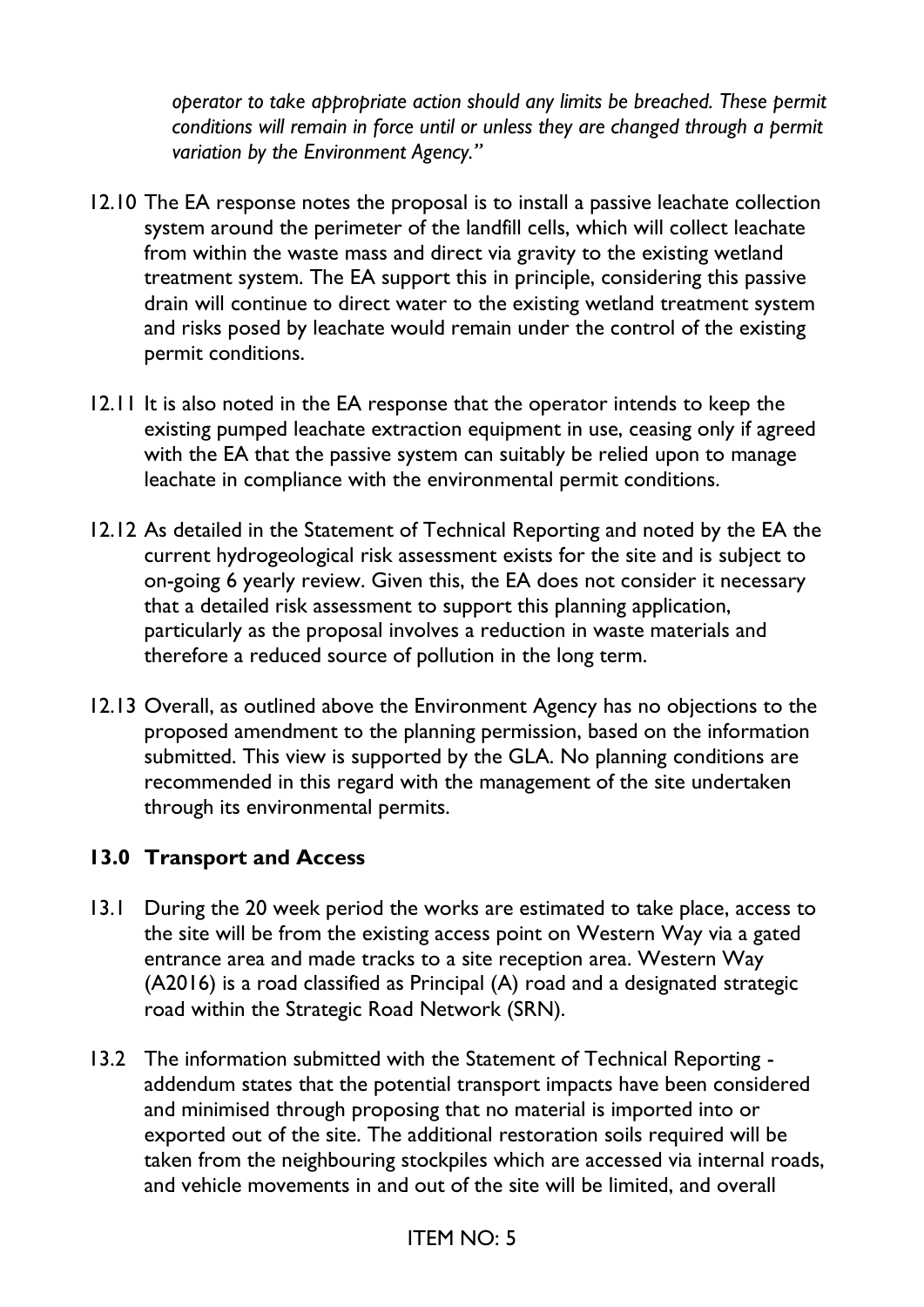*operator to take appropriate action should any limits be breached. These permit conditions will remain in force until or unless they are changed through a permit variation by the Environment Agency."*

12.10 The EA response notes the proposal is to install a passive leachate collection system around the perimeter of the landfill cells, which will collect leachate from within the waste mass and direct via gravity to the existing wetland treatment system. The EA support this in principle, considering this passive drain will continue to direct water to the existing wetland treatment system and risks posed by leachate would remain under the control of the existing permit conditions.

12.11 It is also noted in the EA response that the operator intends to keep the existing pumped leachate extraction equipment in use, ceasing only if agreed with the EA that the passive system can suitably be relied upon to manage leachate in compliance with the environmental permit conditions.

12.12 As detailed in the Statement of Technical Reporting and noted by the EA the current hydrogeological risk assessment exists for the site and is subject to on-going 6 yearly review. Given this, the EA does not consider it necessary that a detailed risk assessment to support this planning application, particularly as the proposal involves a reduction in waste materials and therefore a reduced source of pollution in the long term.

12.13 Overall, as outlined above the Environment Agency has no objections to the proposed amendment to the planning permission, based on the information submitted. This view is supported by the GLA. No planning conditions are recommended in this regard with the management of the site undertaken through its environmental permits.

## 13.0 Transport and Access

13.1 During the 20 week period the works are estimated to take place, access to the site will be from the existing access point on Western Way via a gated entrance area and made tracks to a site reception area. Western Way (A2016) is a road classified as Principal (A) road and a designated strategic road within the Strategic Road Network (SRN).

13.2 The information submitted with the Statement of Technical Reporting - addendum states that the potential transport impacts have been considered and minimised through proposing that no material is imported into or exported out of the site. The additional restoration soils required will be taken from the neighbouring stockpiles which are accessed via internal roads, and vehicle movements in and out of the site will be limited, and overall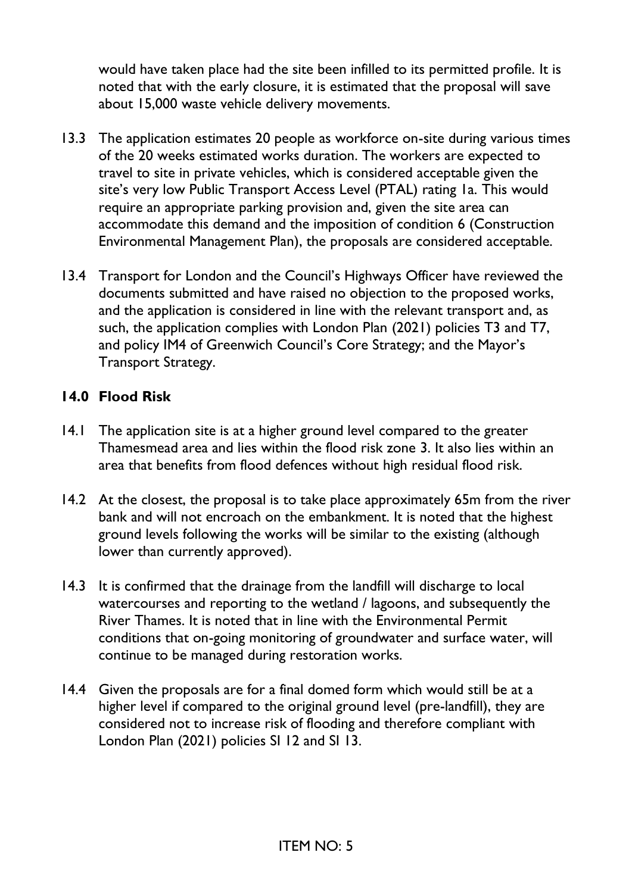would have taken place had the site been infilled to its permitted profile. It is noted that with the early closure, it is estimated that the proposal will save about 15,000 waste vehicle delivery movements.

13.3 The application estimates 20 people as workforce on-site during various times of the 20 weeks estimated works duration. The workers are expected to travel to site in private vehicles, which is considered acceptable given the site's very low Public Transport Access Level (PTAL) rating 1a. This would require an appropriate parking provision and, given the site area can accommodate this demand and the imposition of condition 6 (Construction Environmental Management Plan), the proposals are considered acceptable.

13.4 Transport for London and the Council's Highways Officer have reviewed the documents submitted and have raised no objection to the proposed works, and the application is considered in line with the relevant transport and, as such, the application complies with London Plan (2021) policies T3 and T7, and policy IM4 of Greenwich Council's Core Strategy; and the Mayor's Transport Strategy.

## 14.0 Flood Risk

14.1 The application site is at a higher ground level compared to the greater Thamesmead area and lies within the flood risk zone 3. It also lies within an area that benefits from flood defences without high residual flood risk.

14.2 At the closest, the proposal is to take place approximately 65m from the river bank and will not encroach on the embankment. It is noted that the highest ground levels following the works will be similar to the existing (although lower than currently approved).

14.3 It is confirmed that the drainage from the landfill will discharge to local watercourses and reporting to the wetland / lagoons, and subsequently the River Thames. It is noted that in line with the Environmental Permit conditions that on-going monitoring of groundwater and surface water, will continue to be managed during restoration works.

14.4 Given the proposals are for a final domed form which would still be at a higher level if compared to the original ground level (pre-landfill), they are considered not to increase risk of flooding and therefore compliant with London Plan (2021) policies SI 12 and SI 13.

ITEM NO: 5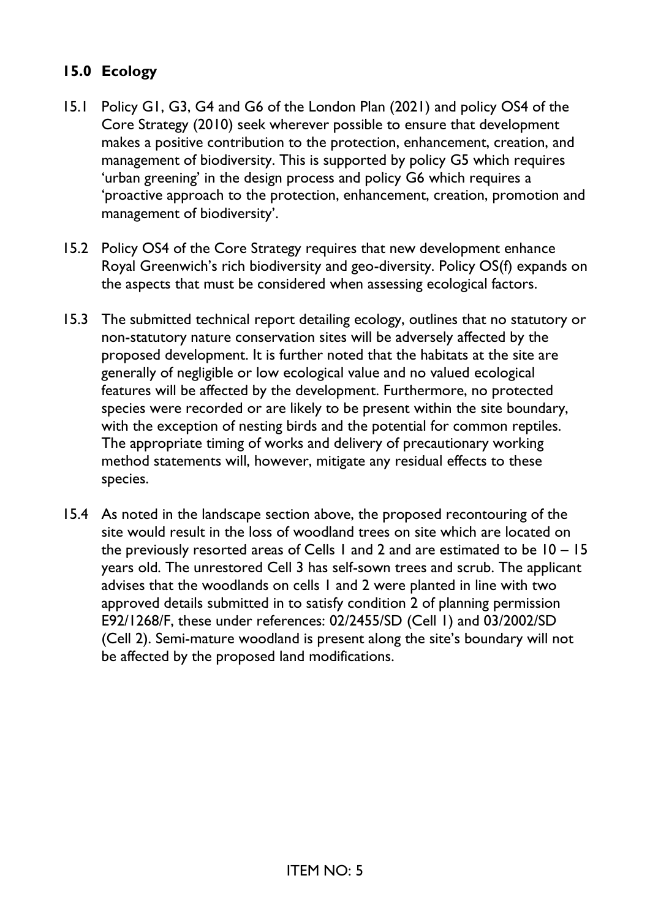## 15.0 Ecology

15.1 Policy G1, G3, G4 and G6 of the London Plan (2021) and policy OS4 of the Core Strategy (2010) seek wherever possible to ensure that development makes a positive contribution to the protection, enhancement, creation, and management of biodiversity. This is supported by policy G5 which requires 'urban greening' in the design process and policy G6 which requires a 'proactive approach to the protection, enhancement, creation, promotion and management of biodiversity'.

15.2 Policy OS4 of the Core Strategy requires that new development enhance Royal Greenwich's rich biodiversity and geo-diversity. Policy OS(f) expands on the aspects that must be considered when assessing ecological factors.

15.3 The submitted technical report detailing ecology, outlines that no statutory or non-statutory nature conservation sites will be adversely affected by the proposed development. It is further noted that the habitats at the site are generally of negligible or low ecological value and no valued ecological features will be affected by the development. Furthermore, no protected species were recorded or are likely to be present within the site boundary, with the exception of nesting birds and the potential for common reptiles. The appropriate timing of works and delivery of precautionary working method statements will, however, mitigate any residual effects to these species.

15.4 As noted in the landscape section above, the proposed recontouring of the site would result in the loss of woodland trees on site which are located on the previously resorted areas of Cells 1 and 2 and are estimated to be 10 – 15 years old. The unrestored Cell 3 has self-sown trees and scrub. The applicant advises that the woodlands on cells 1 and 2 were planted in line with two approved details submitted in to satisfy condition 2 of planning permission E92/1268/F, these under references: 02/2455/SD (Cell 1) and 03/2002/SD (Cell 2). Semi-mature woodland is present along the site's boundary will not be affected by the proposed land modifications.

ITEM NO: 5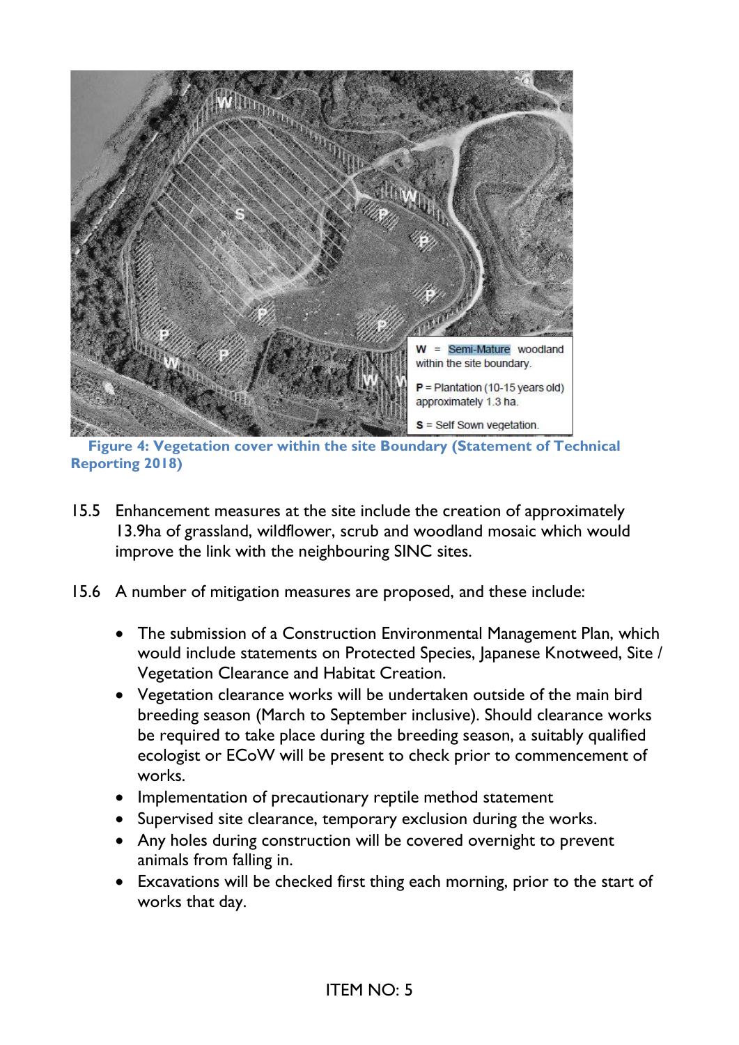Figure 4: Vegetation cover within the site Boundary (Statement of Technical Reporting 2018)

15.5 Enhancement measures at the site include the creation of approximately 13.9ha of grassland, wildflower, scrub and woodland mosaic which would improve the link with the neighbouring SINC sites.

15.6 A number of mitigation measures are proposed, and these include:

- The submission of a Construction Environmental Management Plan, which would include statements on Protected Species, Japanese Knotweed, Site / Vegetation Clearance and Habitat Creation.
- Vegetation clearance works will be undertaken outside of the main bird breeding season (March to September inclusive). Should clearance works be required to take place during the breeding season, a suitably qualified ecologist or ECoW will be present to check prior to commencement of works.
- Implementation of precautionary reptile method statement
- Supervised site clearance, temporary exclusion during the works.
- Any holes during construction will be covered overnight to prevent animals from falling in.
- Excavations will be checked first thing each morning, prior to the start of works that day.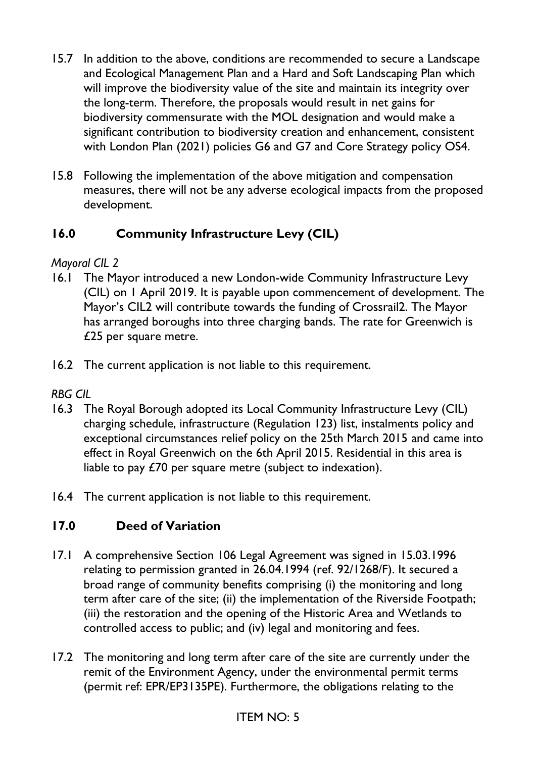15.7 In addition to the above, conditions are recommended to secure a Landscape and Ecological Management Plan and a Hard and Soft Landscaping Plan which will improve the biodiversity value of the site and maintain its integrity over the long-term. Therefore, the proposals would result in net gains for biodiversity commensurate with the MOL designation and would make a significant contribution to biodiversity creation and enhancement, consistent with London Plan (2021) policies G6 and G7 and Core Strategy policy OS4.

15.8 Following the implementation of the above mitigation and compensation measures, there will not be any adverse ecological impacts from the proposed development.

## 16.0 Community Infrastructure Levy (CIL)

*Mayoral CIL 2*

16.1 The Mayor introduced a new London-wide Community Infrastructure Levy (CIL) on 1 April 2019. It is payable upon commencement of development. The Mayor's CIL2 will contribute towards the funding of Crossrail2. The Mayor has arranged boroughs into three charging bands. The rate for Greenwich is £25 per square metre.

16.2 The current application is not liable to this requirement.

*RBG CIL*

16.3 The Royal Borough adopted its Local Community Infrastructure Levy (CIL) charging schedule, infrastructure (Regulation 123) list, instalments policy and exceptional circumstances relief policy on the 25th March 2015 and came into effect in Royal Greenwich on the 6th April 2015. Residential in this area is liable to pay £70 per square metre (subject to indexation).

16.4 The current application is not liable to this requirement.

## 17.0 Deed of Variation

17.1 A comprehensive Section 106 Legal Agreement was signed in 15.03.1996 relating to permission granted in 26.04.1994 (ref. 92/1268/F). It secured a broad range of community benefits comprising (i) the monitoring and long term after care of the site; (ii) the implementation of the Riverside Footpath; (iii) the restoration and the opening of the Historic Area and Wetlands to controlled access to public; and (iv) legal and monitoring and fees.

17.2 The monitoring and long term after care of the site are currently under the remit of the Environment Agency, under the environmental permit terms (permit ref: EPR/EP3135PE). Furthermore, the obligations relating to the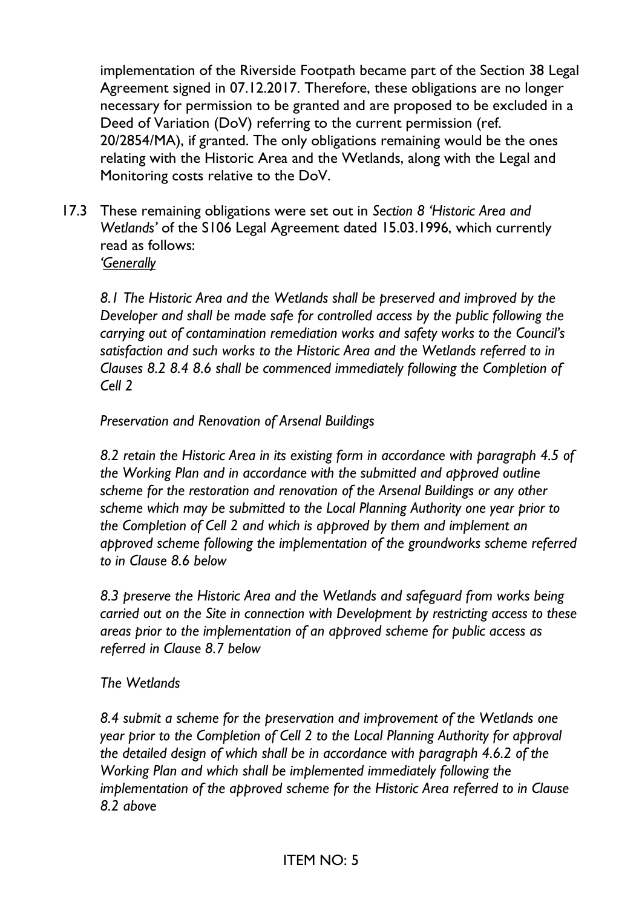implementation of the Riverside Footpath became part of the Section 38 Legal Agreement signed in 07.12.2017. Therefore, these obligations are no longer necessary for permission to be granted and are proposed to be excluded in a Deed of Variation (DoV) referring to the current permission (ref. 20/2854/MA), if granted. The only obligations remaining would be the ones relating with the Historic Area and the Wetlands, along with the Legal and Monitoring costs relative to the DoV.

17.3 These remaining obligations were set out in *Section 8 'Historic Area and Wetlands'* of the S106 Legal Agreement dated 15.03.1996, which currently read as follows:
*'Generally*

*8.1 The Historic Area and the Wetlands shall be preserved and improved by the Developer and shall be made safe for controlled access by the public following the carrying out of contamination remediation works and safety works to the Council's satisfaction and such works to the Historic Area and the Wetlands referred to in Clauses 8.2 8.4 8.6 shall be commenced immediately following the Completion of Cell 2*

*Preservation and Renovation of Arsenal Buildings*

*8.2 retain the Historic Area in its existing form in accordance with paragraph 4.5 of the Working Plan and in accordance with the submitted and approved outline scheme for the restoration and renovation of the Arsenal Buildings or any other scheme which may be submitted to the Local Planning Authority one year prior to the Completion of Cell 2 and which is approved by them and implement an approved scheme following the implementation of the groundworks scheme referred to in Clause 8.6 below*

*8.3 preserve the Historic Area and the Wetlands and safeguard from works being carried out on the Site in connection with Development by restricting access to these areas prior to the implementation of an approved scheme for public access as referred in Clause 8.7 below*

*The Wetlands*

*8.4 submit a scheme for the preservation and improvement of the Wetlands one year prior to the Completion of Cell 2 to the Local Planning Authority for approval the detailed design of which shall be in accordance with paragraph 4.6.2 of the Working Plan and which shall be implemented immediately following the implementation of the approved scheme for the Historic Area referred to in Clause 8.2 above*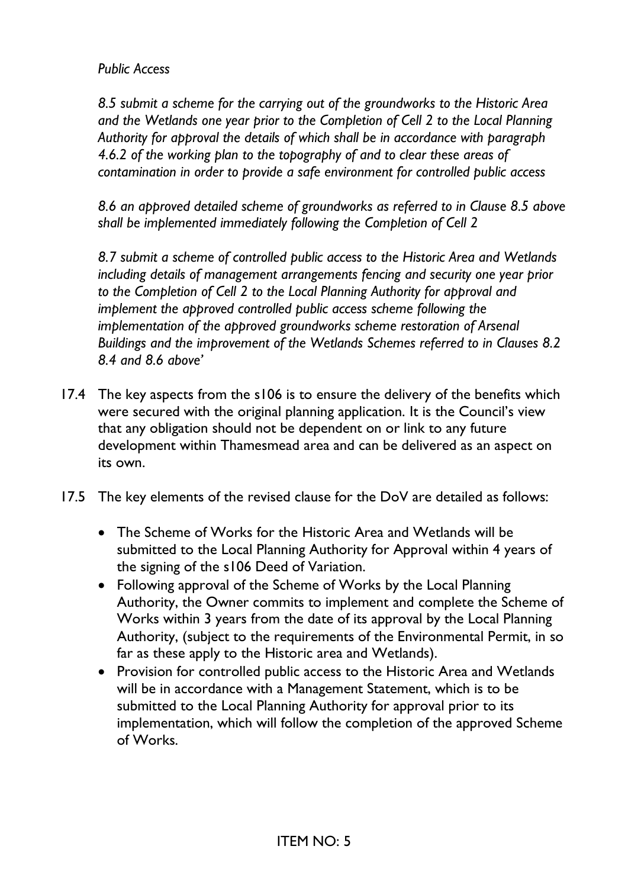*Public Access*

*8.5 submit a scheme for the carrying out of the groundworks to the Historic Area and the Wetlands one year prior to the Completion of Cell 2 to the Local Planning Authority for approval the details of which shall be in accordance with paragraph 4.6.2 of the working plan to the topography of and to clear these areas of contamination in order to provide a safe environment for controlled public access*

*8.6 an approved detailed scheme of groundworks as referred to in Clause 8.5 above shall be implemented immediately following the Completion of Cell 2*

*8.7 submit a scheme of controlled public access to the Historic Area and Wetlands including details of management arrangements fencing and security one year prior to the Completion of Cell 2 to the Local Planning Authority for approval and implement the approved controlled public access scheme following the implementation of the approved groundworks scheme restoration of Arsenal Buildings and the improvement of the Wetlands Schemes referred to in Clauses 8.2 8.4 and 8.6 above'*

17.4 The key aspects from the s106 is to ensure the delivery of the benefits which were secured with the original planning application. It is the Council's view that any obligation should not be dependent on or link to any future development within Thamesmead area and can be delivered as an aspect on its own.

17.5 The key elements of the revised clause for the DoV are detailed as follows:

- The Scheme of Works for the Historic Area and Wetlands will be submitted to the Local Planning Authority for Approval within 4 years of the signing of the s106 Deed of Variation.
- Following approval of the Scheme of Works by the Local Planning Authority, the Owner commits to implement and complete the Scheme of Works within 3 years from the date of its approval by the Local Planning Authority, (subject to the requirements of the Environmental Permit, in so far as these apply to the Historic area and Wetlands).
- Provision for controlled public access to the Historic Area and Wetlands will be in accordance with a Management Statement, which is to be submitted to the Local Planning Authority for approval prior to its implementation, which will follow the completion of the approved Scheme of Works.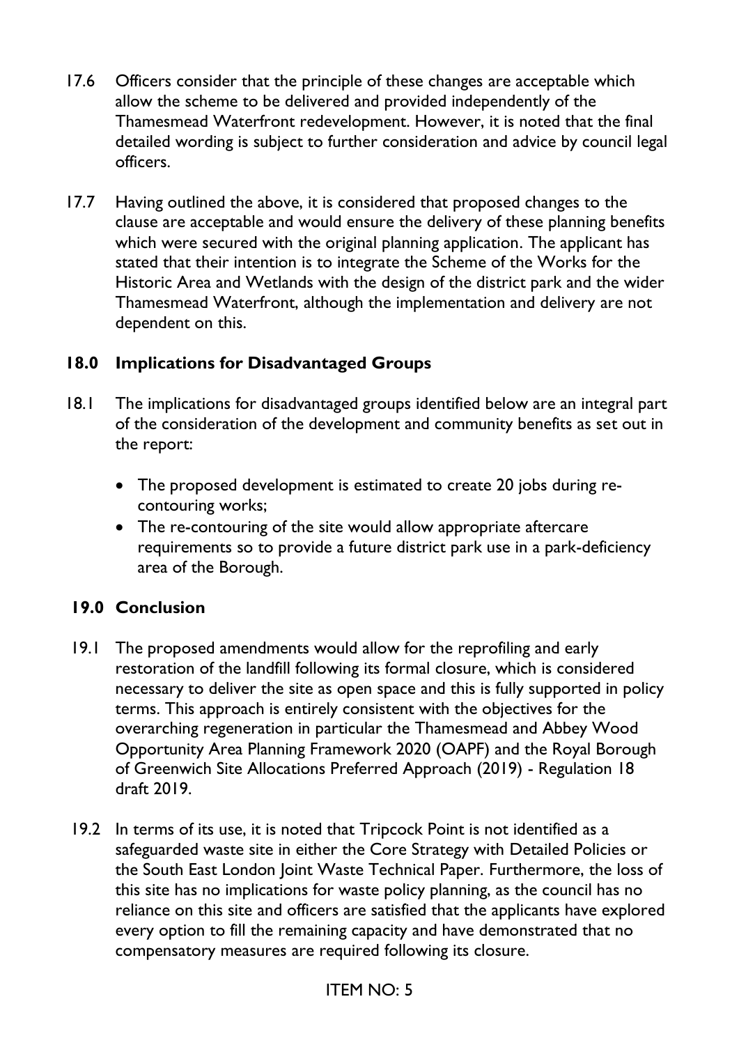17.6 Officers consider that the principle of these changes are acceptable which allow the scheme to be delivered and provided independently of the Thamesmead Waterfront redevelopment. However, it is noted that the final detailed wording is subject to further consideration and advice by council legal officers.

17.7 Having outlined the above, it is considered that proposed changes to the clause are acceptable and would ensure the delivery of these planning benefits which were secured with the original planning application. The applicant has stated that their intention is to integrate the Scheme of the Works for the Historic Area and Wetlands with the design of the district park and the wider Thamesmead Waterfront, although the implementation and delivery are not dependent on this.

## 18.0 Implications for Disadvantaged Groups

18.1 The implications for disadvantaged groups identified below are an integral part of the consideration of the development and community benefits as set out in the report:

- The proposed development is estimated to create 20 jobs during re-contouring works;
- The re-contouring of the site would allow appropriate aftercare requirements so to provide a future district park use in a park-deficiency area of the Borough.

## 19.0 Conclusion

19.1 The proposed amendments would allow for the reprofiling and early restoration of the landfill following its formal closure, which is considered necessary to deliver the site as open space and this is fully supported in policy terms. This approach is entirely consistent with the objectives for the overarching regeneration in particular the Thamesmead and Abbey Wood Opportunity Area Planning Framework 2020 (OAPF) and the Royal Borough of Greenwich Site Allocations Preferred Approach (2019) - Regulation 18 draft 2019.

19.2 In terms of its use, it is noted that Tripcock Point is not identified as a safeguarded waste site in either the Core Strategy with Detailed Policies or the South East London Joint Waste Technical Paper. Furthermore, the loss of this site has no implications for waste policy planning, as the council has no reliance on this site and officers are satisfied that the applicants have explored every option to fill the remaining capacity and have demonstrated that no compensatory measures are required following its closure.

ITEM NO: 5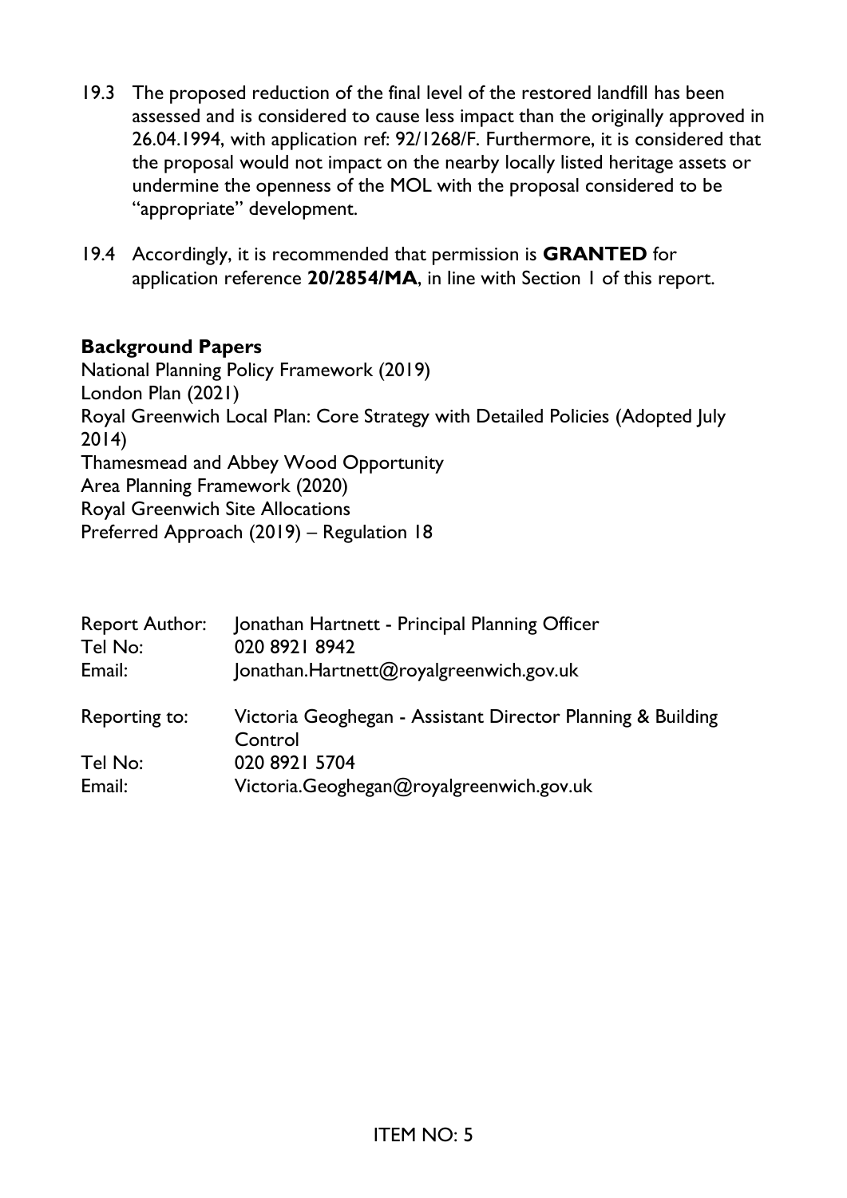19.3 The proposed reduction of the final level of the restored landfill has been assessed and is considered to cause less impact than the originally approved in 26.04.1994, with application ref: 92/1268/F. Furthermore, it is considered that the proposal would not impact on the nearby locally listed heritage assets or undermine the openness of the MOL with the proposal considered to be "appropriate" development.

19.4 Accordingly, it is recommended that permission is **GRANTED** for application reference **20/2854/MA**, in line with Section 1 of this report.

**Background Papers**
National Planning Policy Framework (2019)
London Plan (2021)
Royal Greenwich Local Plan: Core Strategy with Detailed Policies (Adopted July 2014)
Thamesmead and Abbey Wood Opportunity
Area Planning Framework (2020)
Royal Greenwich Site Allocations
Preferred Approach (2019) – Regulation 18

| | |
|---|---|
| Report Author: | Jonathan Hartnett - Principal Planning Officer |
| Tel No: | 020 8921 8942 |
| Email: | Jonathan.Hartnett@royalgreenwich.gov.uk |
| Reporting to: | Victoria Geoghegan - Assistant Director Planning & Building Control |
| Tel No: | 020 8921 5704 |
| Email: | Victoria.Geoghegan@royalgreenwich.gov.uk |

ITEM NO: 5